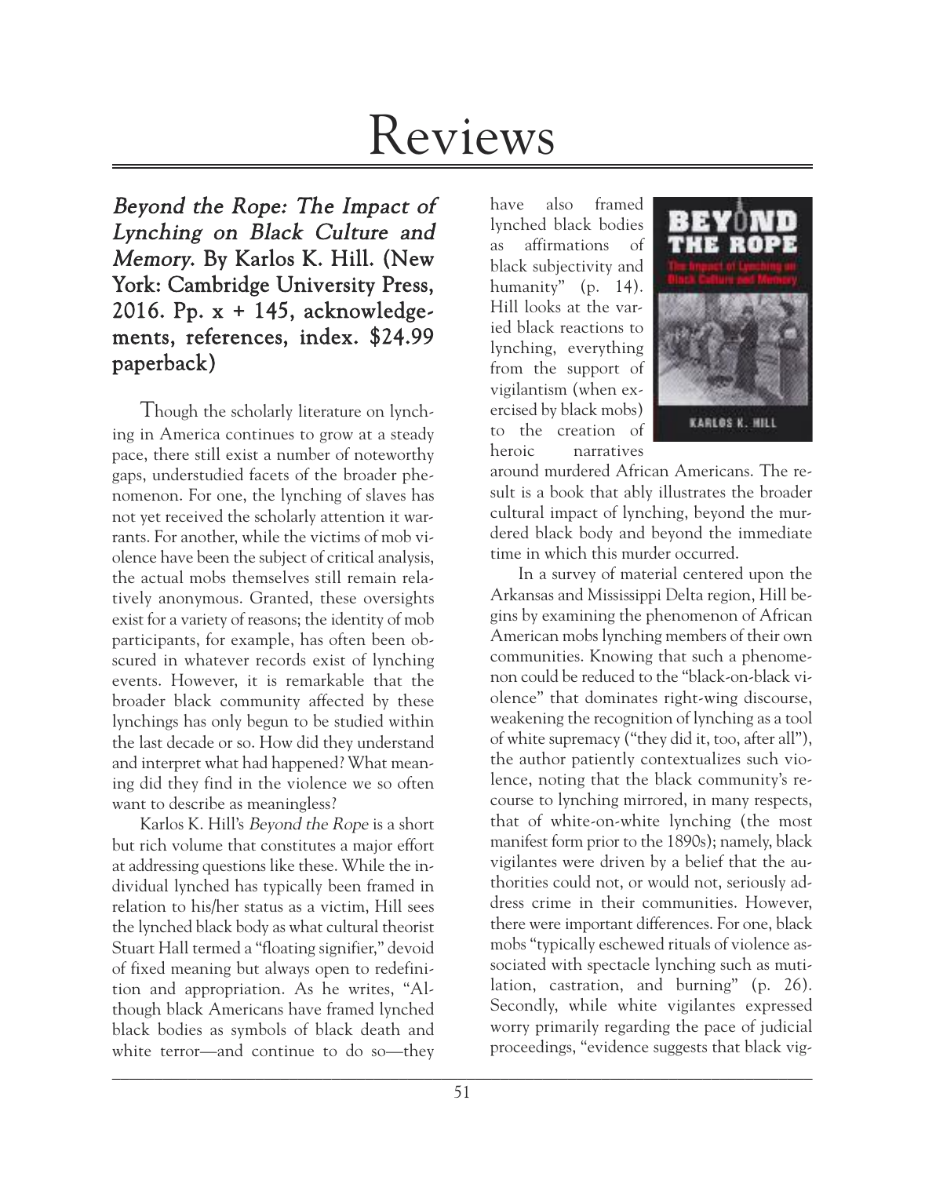# Reviews

***Beyond the Rope: The Impact of Lynching on Black Culture and Memory.*** **By Karlos K. Hill. (New York: Cambridge University Press, 2016. Pp. x + 145, acknowledgements, references, index. $24.99 paperback)**

Though the scholarly literature on lynching in America continues to grow at a steady pace, there still exist a number of noteworthy gaps, understudied facets of the broader phenomenon. For one, the lynching of slaves has not yet received the scholarly attention it warrants. For another, while the victims of mob violence have been the subject of critical analysis, the actual mobs themselves still remain relatively anonymous. Granted, these oversights exist for a variety of reasons; the identity of mob participants, for example, has often been obscured in whatever records exist of lynching events. However, it is remarkable that the broader black community affected by these lynchings has only begun to be studied within the last decade or so. How did they understand and interpret what had happened? What meaning did they find in the violence we so often want to describe as meaningless?

Karlos K. Hill's *Beyond the Rope* is a short but rich volume that constitutes a major effort at addressing questions like these. While the individual lynched has typically been framed in relation to his/her status as a victim, Hill sees the lynched black body as what cultural theorist Stuart Hall termed a "floating signifier," devoid of fixed meaning but always open to redefinition and appropriation. As he writes, "Although black Americans have framed lynched black bodies as symbols of black death and white terror—and continue to do so—they have also framed lynched black bodies as affirmations of black subjectivity and humanity" (p. 14). Hill looks at the varied black reactions to lynching, everything from the support of vigilantism (when exercised by black mobs) to the creation of heroic narratives around murdered African Americans. The result is a book that ably illustrates the broader cultural impact of lynching, beyond the murdered black body and beyond the immediate time in which this murder occurred.

In a survey of material centered upon the Arkansas and Mississippi Delta region, Hill begins by examining the phenomenon of African American mobs lynching members of their own communities. Knowing that such a phenomenon could be reduced to the "black-on-black violence" that dominates right-wing discourse, weakening the recognition of lynching as a tool of white supremacy ("they did it, too, after all"), the author patiently contextualizes such violence, noting that the black community's recourse to lynching mirrored, in many respects, that of white-on-white lynching (the most manifest form prior to the 1890s); namely, black vigilantes were driven by a belief that the authorities could not, or would not, seriously address crime in their communities. However, there were important differences. For one, black mobs "typically eschewed rituals of violence associated with spectacle lynching such as mutilation, castration, and burning" (p. 26). Secondly, while white vigilantes expressed worry primarily regarding the pace of judicial proceedings, "evidence suggests that black vig-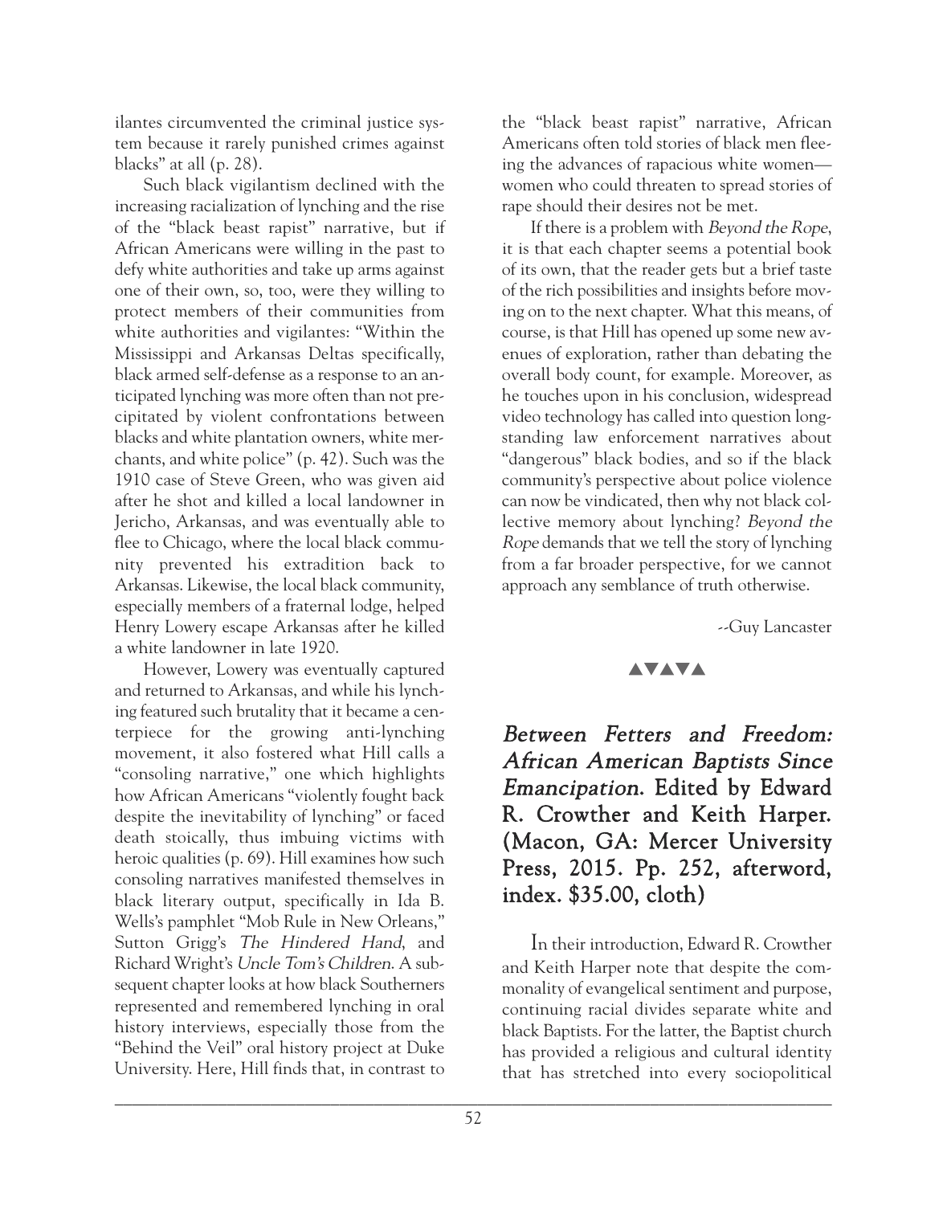ilantes circumvented the criminal justice system because it rarely punished crimes against blacks" at all (p. 28).

Such black vigilantism declined with the increasing racialization of lynching and the rise of the "black beast rapist" narrative, but if African Americans were willing in the past to defy white authorities and take up arms against one of their own, so, too, were they willing to protect members of their communities from white authorities and vigilantes: "Within the Mississippi and Arkansas Deltas specifically, black armed self-defense as a response to an anticipated lynching was more often than not precipitated by violent confrontations between blacks and white plantation owners, white merchants, and white police" (p. 42). Such was the 1910 case of Steve Green, who was given aid after he shot and killed a local landowner in Jericho, Arkansas, and was eventually able to flee to Chicago, where the local black community prevented his extradition back to Arkansas. Likewise, the local black community, especially members of a fraternal lodge, helped Henry Lowery escape Arkansas after he killed a white landowner in late 1920.

However, Lowery was eventually captured and returned to Arkansas, and while his lynching featured such brutality that it became a centerpiece for the growing anti-lynching movement, it also fostered what Hill calls a "consoling narrative," one which highlights how African Americans "violently fought back despite the inevitability of lynching" or faced death stoically, thus imbuing victims with heroic qualities (p. 69). Hill examines how such consoling narratives manifested themselves in black literary output, specifically in Ida B. Wells's pamphlet "Mob Rule in New Orleans," Sutton Grigg's *The Hindered Hand*, and Richard Wright's *Uncle Tom's Children*. A subsequent chapter looks at how black Southerners represented and remembered lynching in oral history interviews, especially those from the "Behind the Veil" oral history project at Duke University. Here, Hill finds that, in contrast to the "black beast rapist" narrative, African Americans often told stories of black men fleeing the advances of rapacious white women—women who could threaten to spread stories of rape should their desires not be met.

If there is a problem with *Beyond the Rope*, it is that each chapter seems a potential book of its own, that the reader gets but a brief taste of the rich possibilities and insights before moving on to the next chapter. What this means, of course, is that Hill has opened up some new avenues of exploration, rather than debating the overall body count, for example. Moreover, as he touches upon in his conclusion, widespread video technology has called into question longstanding law enforcement narratives about "dangerous" black bodies, and so if the black community's perspective about police violence can now be vindicated, then why not black collective memory about lynching? *Beyond the Rope* demands that we tell the story of lynching from a far broader perspective, for we cannot approach any semblance of truth otherwise.

--Guy Lancaster

▲▼▲▼▲

## *Between Fetters and Freedom: African American Baptists Since Emancipation*. Edited by Edward R. Crowther and Keith Harper. (Macon, GA: Mercer University Press, 2015. Pp. 252, afterword, index. $35.00, cloth)

In their introduction, Edward R. Crowther and Keith Harper note that despite the commonality of evangelical sentiment and purpose, continuing racial divides separate white and black Baptists. For the latter, the Baptist church has provided a religious and cultural identity that has stretched into every sociopolitical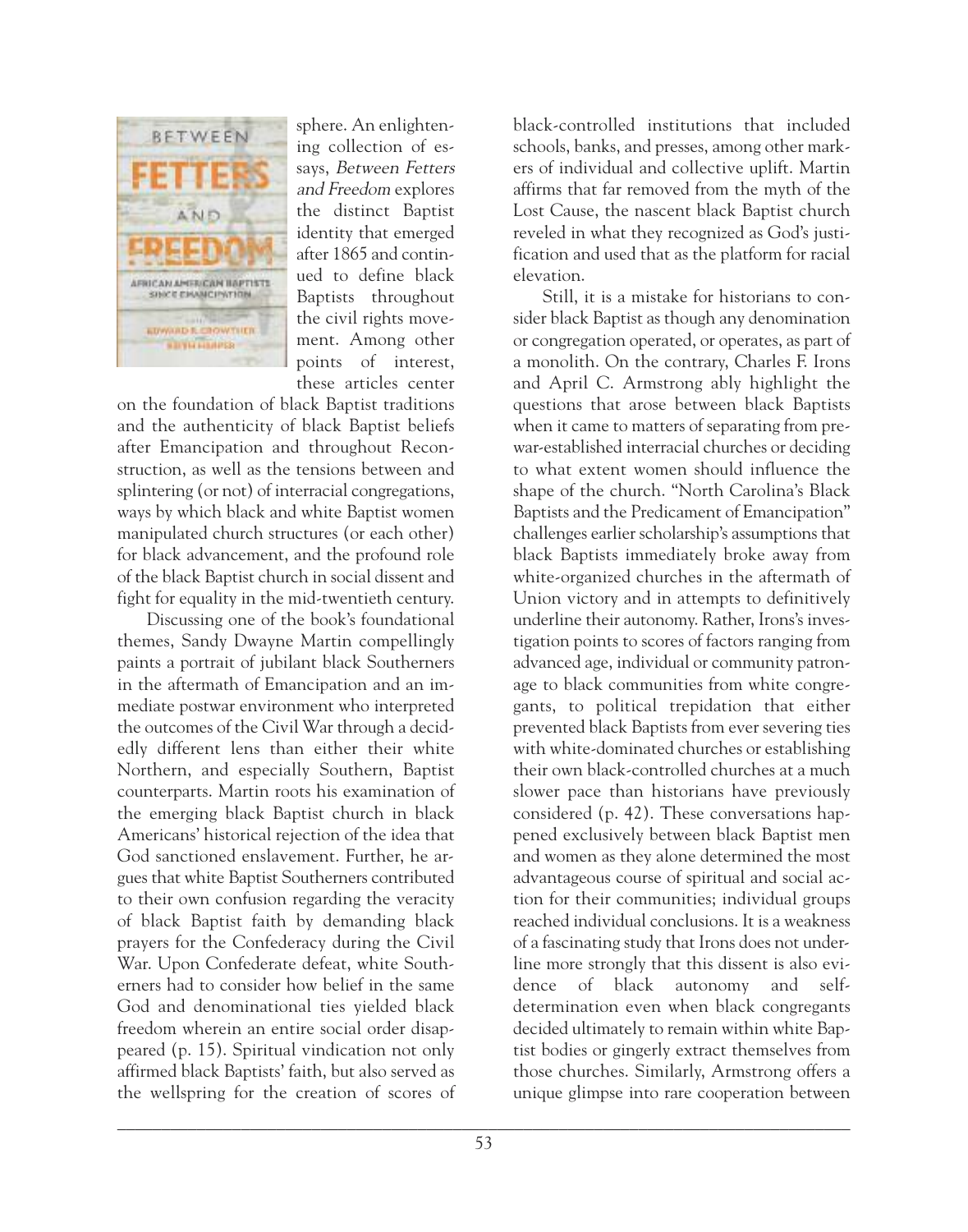sphere. An enlightening collection of essays, *Between Fetters and Freedom* explores the distinct Baptist identity that emerged after 1865 and continued to define black Baptists throughout the civil rights movement. Among other points of interest, these articles center on the foundation of black Baptist traditions and the authenticity of black Baptist beliefs after Emancipation and throughout Reconstruction, as well as the tensions between and splintering (or not) of interracial congregations, ways by which black and white Baptist women manipulated church structures (or each other) for black advancement, and the profound role of the black Baptist church in social dissent and fight for equality in the mid-twentieth century.

Discussing one of the book's foundational themes, Sandy Dwayne Martin compellingly paints a portrait of jubilant black Southerners in the aftermath of Emancipation and an immediate postwar environment who interpreted the outcomes of the Civil War through a decidedly different lens than either their white Northern, and especially Southern, Baptist counterparts. Martin roots his examination of the emerging black Baptist church in black Americans' historical rejection of the idea that God sanctioned enslavement. Further, he argues that white Baptist Southerners contributed to their own confusion regarding the veracity of black Baptist faith by demanding black prayers for the Confederacy during the Civil War. Upon Confederate defeat, white Southerners had to consider how belief in the same God and denominational ties yielded black freedom wherein an entire social order disappeared (p. 15). Spiritual vindication not only affirmed black Baptists' faith, but also served as the wellspring for the creation of scores of black-controlled institutions that included schools, banks, and presses, among other markers of individual and collective uplift. Martin affirms that far removed from the myth of the Lost Cause, the nascent black Baptist church reveled in what they recognized as God's justification and used that as the platform for racial elevation.

Still, it is a mistake for historians to consider black Baptist as though any denomination or congregation operated, or operates, as part of a monolith. On the contrary, Charles F. Irons and April C. Armstrong ably highlight the questions that arose between black Baptists when it came to matters of separating from prewar-established interracial churches or deciding to what extent women should influence the shape of the church. "North Carolina's Black Baptists and the Predicament of Emancipation" challenges earlier scholarship's assumptions that black Baptists immediately broke away from white-organized churches in the aftermath of Union victory and in attempts to definitively underline their autonomy. Rather, Irons's investigation points to scores of factors ranging from advanced age, individual or community patronage to black communities from white congregants, to political trepidation that either prevented black Baptists from ever severing ties with white-dominated churches or establishing their own black-controlled churches at a much slower pace than historians have previously considered (p. 42). These conversations happened exclusively between black Baptist men and women as they alone determined the most advantageous course of spiritual and social action for their communities; individual groups reached individual conclusions. It is a weakness of a fascinating study that Irons does not underline more strongly that this dissent is also evidence of black autonomy and self-determination even when black congregants decided ultimately to remain within white Baptist bodies or gingerly extract themselves from those churches. Similarly, Armstrong offers a unique glimpse into rare cooperation between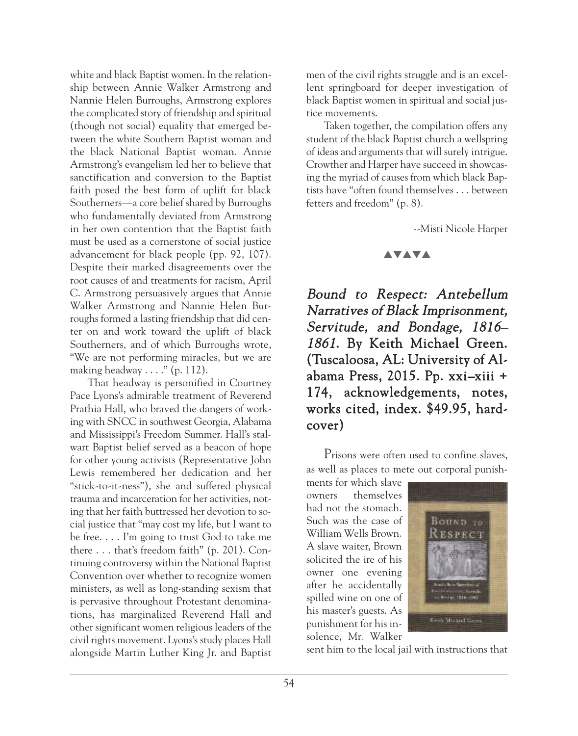white and black Baptist women. In the relationship between Annie Walker Armstrong and Nannie Helen Burroughs, Armstrong explores the complicated story of friendship and spiritual (though not social) equality that emerged between the white Southern Baptist woman and the black National Baptist woman. Annie Armstrong's evangelism led her to believe that sanctification and conversion to the Baptist faith posed the best form of uplift for black Southerners—a core belief shared by Burroughs who fundamentally deviated from Armstrong in her own contention that the Baptist faith must be used as a cornerstone of social justice advancement for black people (pp. 92, 107). Despite their marked disagreements over the root causes of and treatments for racism, April C. Armstrong persuasively argues that Annie Walker Armstrong and Nannie Helen Burroughs formed a lasting friendship that did center on and work toward the uplift of black Southerners, and of which Burroughs wrote, "We are not performing miracles, but we are making headway . . . ." (p. 112).

That headway is personified in Courtney Pace Lyons's admirable treatment of Reverend Prathia Hall, who braved the dangers of working with SNCC in southwest Georgia, Alabama and Mississippi's Freedom Summer. Hall's stalwart Baptist belief served as a beacon of hope for other young activists (Representative John Lewis remembered her dedication and her "stick-to-it-ness"), she and suffered physical trauma and incarceration for her activities, noting that her faith buttressed her devotion to social justice that "may cost my life, but I want to be free. . . . I'm going to trust God to take me there . . . that's freedom faith" (p. 201). Continuing controversy within the National Baptist Convention over whether to recognize women ministers, as well as long-standing sexism that is pervasive throughout Protestant denominations, has marginalized Reverend Hall and other significant women religious leaders of the civil rights movement. Lyons's study places Hall alongside Martin Luther King Jr. and Baptist men of the civil rights struggle and is an excellent springboard for deeper investigation of black Baptist women in spiritual and social justice movements.

Taken together, the compilation offers any student of the black Baptist church a wellspring of ideas and arguments that will surely intrigue. Crowther and Harper have succeed in showcasing the myriad of causes from which black Baptists have "often found themselves . . . between fetters and freedom" (p. 8).

--Misti Nicole Harper

▲▼▲▼▲

## *Bound to Respect: Antebellum Narratives of Black Imprisonment, Servitude, and Bondage, 1816–1861*. By Keith Michael Green. (Tuscaloosa, AL: University of Alabama Press, 2015. Pp. xxi–xiii + 174, acknowledgements, notes, works cited, index. $49.95, hardcover)

Prisons were often used to confine slaves, as well as places to mete out corporal punishments for which slave owners themselves had not the stomach. Such was the case of William Wells Brown. A slave waiter, Brown solicited the ire of his owner one evening after he accidentally spilled wine on one of his master's guests. As punishment for his insolence, Mr. Walker sent him to the local jail with instructions that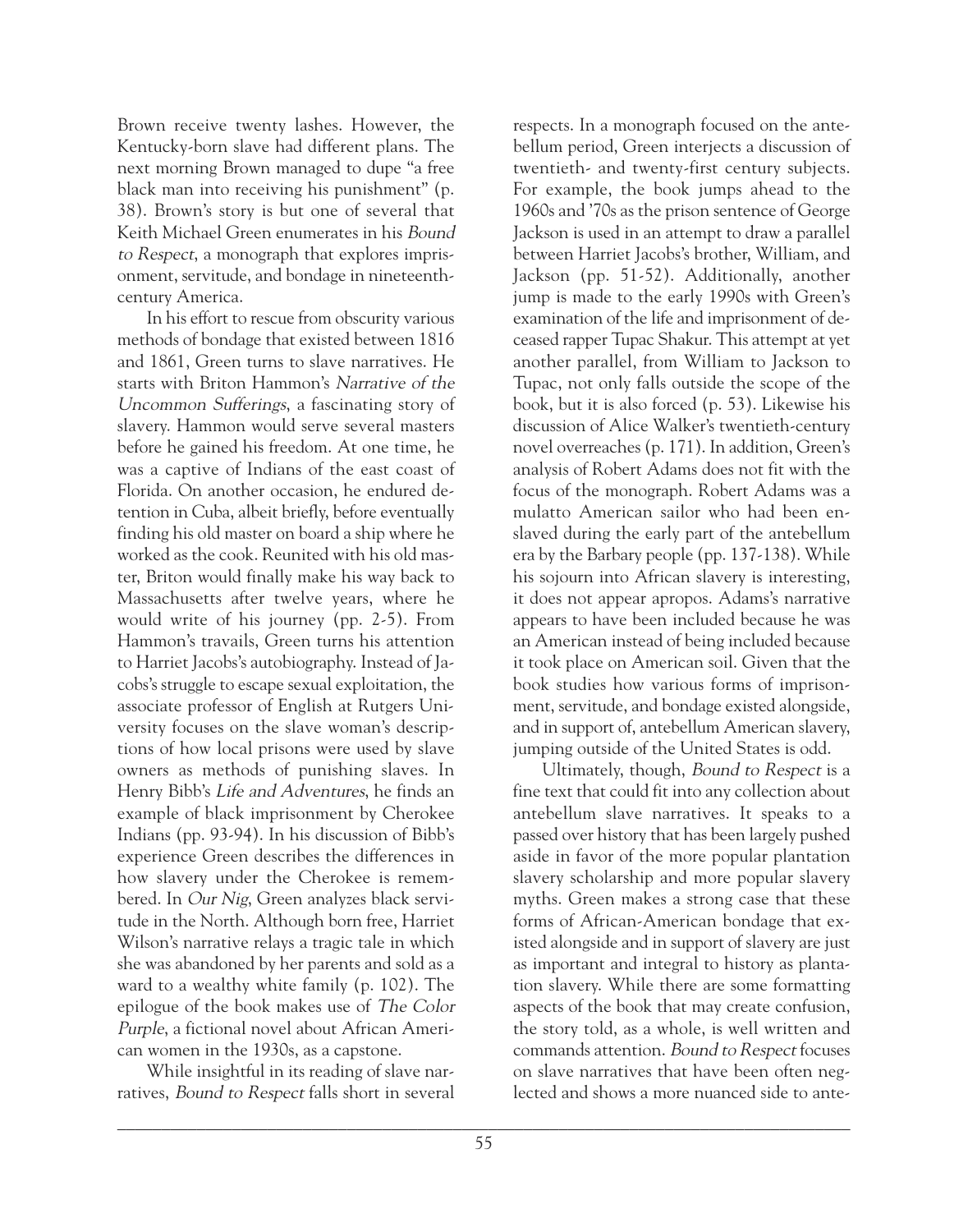Brown receive twenty lashes. However, the Kentucky-born slave had different plans. The next morning Brown managed to dupe "a free black man into receiving his punishment" (p. 38). Brown's story is but one of several that Keith Michael Green enumerates in his *Bound to Respect*, a monograph that explores imprisonment, servitude, and bondage in nineteenth-century America.

In his effort to rescue from obscurity various methods of bondage that existed between 1816 and 1861, Green turns to slave narratives. He starts with Briton Hammon's *Narrative of the Uncommon Sufferings*, a fascinating story of slavery. Hammon would serve several masters before he gained his freedom. At one time, he was a captive of Indians of the east coast of Florida. On another occasion, he endured detention in Cuba, albeit briefly, before eventually finding his old master on board a ship where he worked as the cook. Reunited with his old master, Briton would finally make his way back to Massachusetts after twelve years, where he would write of his journey (pp. 2-5). From Hammon's travails, Green turns his attention to Harriet Jacobs's autobiography. Instead of Jacobs's struggle to escape sexual exploitation, the associate professor of English at Rutgers University focuses on the slave woman's descriptions of how local prisons were used by slave owners as methods of punishing slaves. In Henry Bibb's *Life and Adventures*, he finds an example of black imprisonment by Cherokee Indians (pp. 93-94). In his discussion of Bibb's experience Green describes the differences in how slavery under the Cherokee is remembered. In *Our Nig*, Green analyzes black servitude in the North. Although born free, Harriet Wilson's narrative relays a tragic tale in which she was abandoned by her parents and sold as a ward to a wealthy white family (p. 102). The epilogue of the book makes use of *The Color Purple*, a fictional novel about African American women in the 1930s, as a capstone.

While insightful in its reading of slave narratives, *Bound to Respect* falls short in several respects. In a monograph focused on the antebellum period, Green interjects a discussion of twentieth- and twenty-first century subjects. For example, the book jumps ahead to the 1960s and '70s as the prison sentence of George Jackson is used in an attempt to draw a parallel between Harriet Jacobs's brother, William, and Jackson (pp. 51-52). Additionally, another jump is made to the early 1990s with Green's examination of the life and imprisonment of deceased rapper Tupac Shakur. This attempt at yet another parallel, from William to Jackson to Tupac, not only falls outside the scope of the book, but it is also forced (p. 53). Likewise his discussion of Alice Walker's twentieth-century novel overreaches (p. 171). In addition, Green's analysis of Robert Adams does not fit with the focus of the monograph. Robert Adams was a mulatto American sailor who had been enslaved during the early part of the antebellum era by the Barbary people (pp. 137-138). While his sojourn into African slavery is interesting, it does not appear apropos. Adams's narrative appears to have been included because he was an American instead of being included because it took place on American soil. Given that the book studies how various forms of imprisonment, servitude, and bondage existed alongside, and in support of, antebellum American slavery, jumping outside of the United States is odd.

Ultimately, though, *Bound to Respect* is a fine text that could fit into any collection about antebellum slave narratives. It speaks to a passed over history that has been largely pushed aside in favor of the more popular plantation slavery scholarship and more popular slavery myths. Green makes a strong case that these forms of African-American bondage that existed alongside and in support of slavery are just as important and integral to history as plantation slavery. While there are some formatting aspects of the book that may create confusion, the story told, as a whole, is well written and commands attention. *Bound to Respect* focuses on slave narratives that have been often neglected and shows a more nuanced side to ante-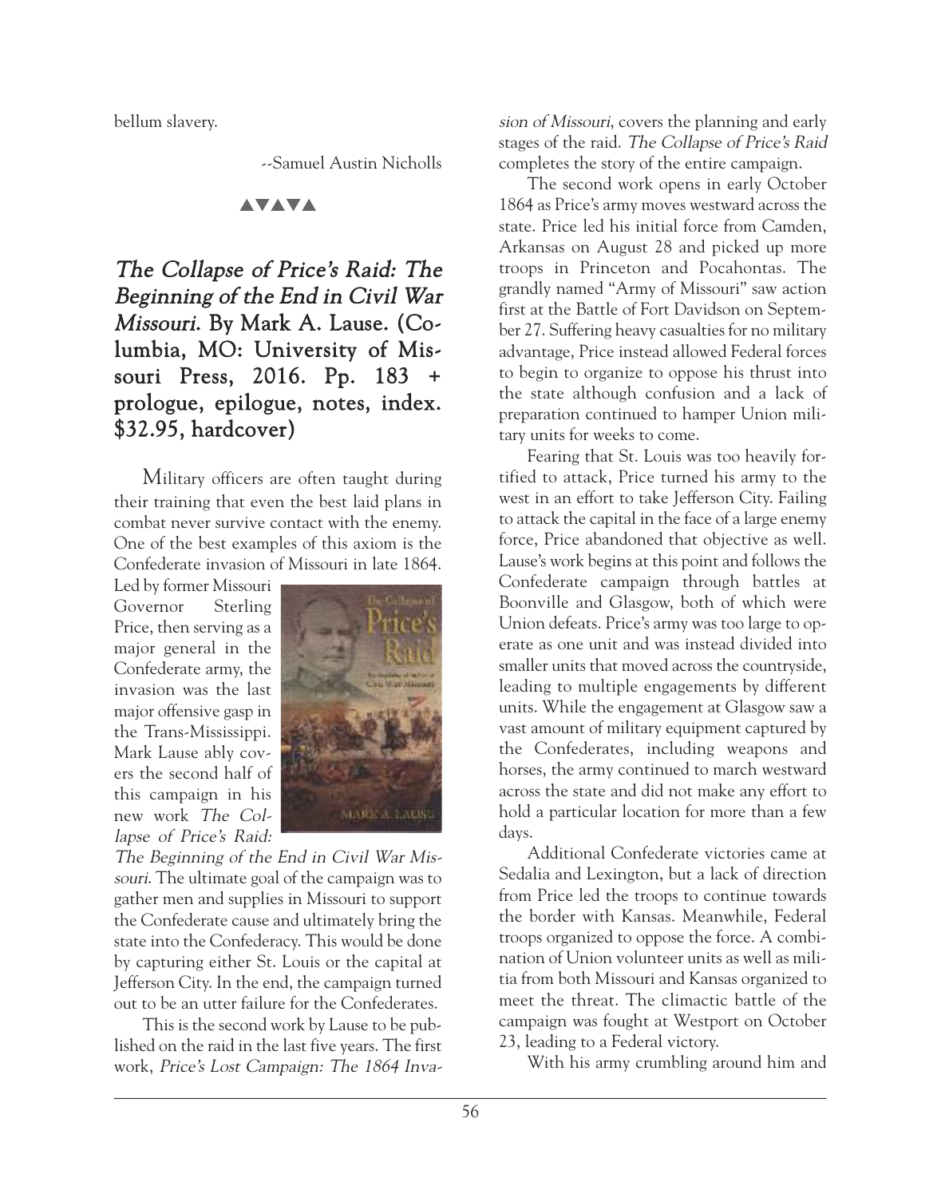bellum slavery.

--Samuel Austin Nicholls

▲▼▲▼▲

## *The Collapse of Price's Raid: The Beginning of the End in Civil War Missouri.* By Mark A. Lause. (Columbia, MO: University of Missouri Press, 2016. Pp. 183 + prologue, epilogue, notes, index. $32.95, hardcover)

Military officers are often taught during their training that even the best laid plans in combat never survive contact with the enemy. One of the best examples of this axiom is the Confederate invasion of Missouri in late 1864. Led by former Missouri Governor Sterling Price, then serving as a major general in the Confederate army, the invasion was the last major offensive gasp in the Trans-Mississippi. Mark Lause ably covers the second half of this campaign in his new work *The Collapse of Price's Raid: The Beginning of the End in Civil War Missouri*. The ultimate goal of the campaign was to gather men and supplies in Missouri to support the Confederate cause and ultimately bring the state into the Confederacy. This would be done by capturing either St. Louis or the capital at Jefferson City. In the end, the campaign turned out to be an utter failure for the Confederates.

This is the second work by Lause to be published on the raid in the last five years. The first work, *Price's Lost Campaign: The 1864 Invasion of Missouri*, covers the planning and early stages of the raid. *The Collapse of Price's Raid* completes the story of the entire campaign.

The second work opens in early October 1864 as Price's army moves westward across the state. Price led his initial force from Camden, Arkansas on August 28 and picked up more troops in Princeton and Pocahontas. The grandly named "Army of Missouri" saw action first at the Battle of Fort Davidson on September 27. Suffering heavy casualties for no military advantage, Price instead allowed Federal forces to begin to organize to oppose his thrust into the state although confusion and a lack of preparation continued to hamper Union military units for weeks to come.

Fearing that St. Louis was too heavily fortified to attack, Price turned his army to the west in an effort to take Jefferson City. Failing to attack the capital in the face of a large enemy force, Price abandoned that objective as well. Lause's work begins at this point and follows the Confederate campaign through battles at Boonville and Glasgow, both of which were Union defeats. Price's army was too large to operate as one unit and was instead divided into smaller units that moved across the countryside, leading to multiple engagements by different units. While the engagement at Glasgow saw a vast amount of military equipment captured by the Confederates, including weapons and horses, the army continued to march westward across the state and did not make any effort to hold a particular location for more than a few days.

Additional Confederate victories came at Sedalia and Lexington, but a lack of direction from Price led the troops to continue towards the border with Kansas. Meanwhile, Federal troops organized to oppose the force. A combination of Union volunteer units as well as militia from both Missouri and Kansas organized to meet the threat. The climactic battle of the campaign was fought at Westport on October 23, leading to a Federal victory.

With his army crumbling around him and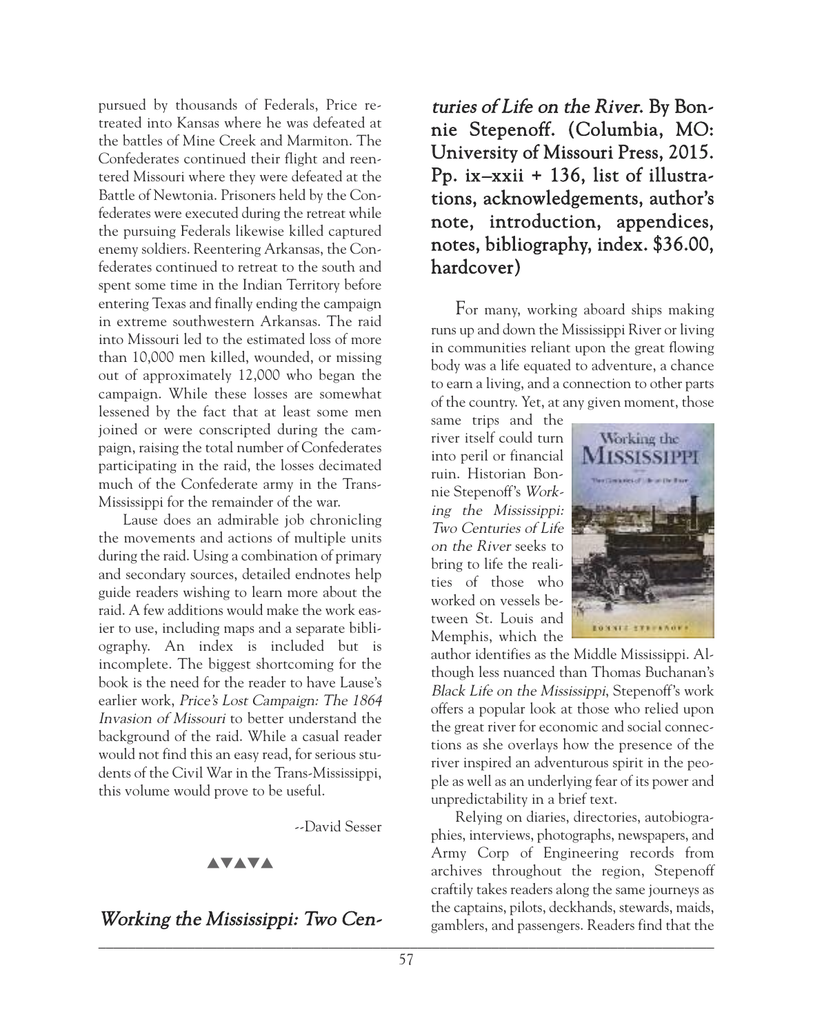pursued by thousands of Federals, Price retreated into Kansas where he was defeated at the battles of Mine Creek and Marmiton. The Confederates continued their flight and reentered Missouri where they were defeated at the Battle of Newtonia. Prisoners held by the Confederates were executed during the retreat while the pursuing Federals likewise killed captured enemy soldiers. Reentering Arkansas, the Confederates continued to retreat to the south and spent some time in the Indian Territory before entering Texas and finally ending the campaign in extreme southwestern Arkansas. The raid into Missouri led to the estimated loss of more than 10,000 men killed, wounded, or missing out of approximately 12,000 who began the campaign. While these losses are somewhat lessened by the fact that at least some men joined or were conscripted during the campaign, raising the total number of Confederates participating in the raid, the losses decimated much of the Confederate army in the Trans-Mississippi for the remainder of the war.

Lause does an admirable job chronicling the movements and actions of multiple units during the raid. Using a combination of primary and secondary sources, detailed endnotes help guide readers wishing to learn more about the raid. A few additions would make the work easier to use, including maps and a separate bibliography. An index is included but is incomplete. The biggest shortcoming for the book is the need for the reader to have Lause's earlier work, *Price's Lost Campaign: The 1864 Invasion of Missouri* to better understand the background of the raid. While a casual reader would not find this an easy read, for serious students of the Civil War in the Trans-Mississippi, this volume would prove to be useful.

--David Sesser

▲▼▲▼▲

***Working the Mississippi: Two Centuries of Life on the River*. By Bonnie Stepenoff. (Columbia, MO: University of Missouri Press, 2015. Pp. ix–xxii + 136, list of illustrations, acknowledgements, author's note, introduction, appendices, notes, bibliography, index. $36.00, hardcover)**

For many, working aboard ships making runs up and down the Mississippi River or living in communities reliant upon the great flowing body was a life equated to adventure, a chance to earn a living, and a connection to other parts of the country. Yet, at any given moment, those same trips and the river itself could turn into peril or financial ruin. Historian Bonnie Stepenoff's *Working the Mississippi: Two Centuries of Life on the River* seeks to bring to life the realities of those who worked on vessels between St. Louis and Memphis, which the author identifies as the Middle Mississippi. Although less nuanced than Thomas Buchanan's *Black Life on the Mississippi*, Stepenoff's work offers a popular look at those who relied upon the great river for economic and social connections as she overlays how the presence of the river inspired an adventurous spirit in the people as well as an underlying fear of its power and unpredictability in a brief text.

Relying on diaries, directories, autobiographies, interviews, photographs, newspapers, and Army Corp of Engineering records from archives throughout the region, Stepenoff craftily takes readers along the same journeys as the captains, pilots, deckhands, stewards, maids, gamblers, and passengers. Readers find that the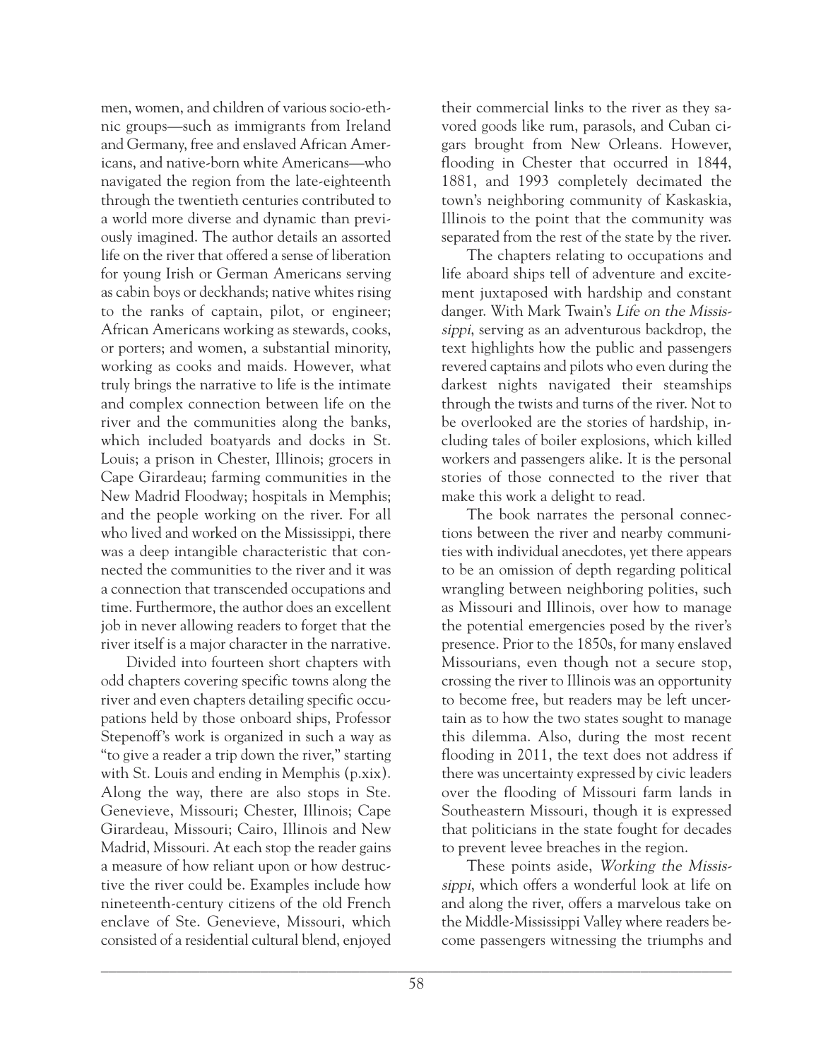men, women, and children of various socio-ethnic groups—such as immigrants from Ireland and Germany, free and enslaved African Americans, and native-born white Americans—who navigated the region from the late-eighteenth through the twentieth centuries contributed to a world more diverse and dynamic than previously imagined. The author details an assorted life on the river that offered a sense of liberation for young Irish or German Americans serving as cabin boys or deckhands; native whites rising to the ranks of captain, pilot, or engineer; African Americans working as stewards, cooks, or porters; and women, a substantial minority, working as cooks and maids. However, what truly brings the narrative to life is the intimate and complex connection between life on the river and the communities along the banks, which included boatyards and docks in St. Louis; a prison in Chester, Illinois; grocers in Cape Girardeau; farming communities in the New Madrid Floodway; hospitals in Memphis; and the people working on the river. For all who lived and worked on the Mississippi, there was a deep intangible characteristic that connected the communities to the river and it was a connection that transcended occupations and time. Furthermore, the author does an excellent job in never allowing readers to forget that the river itself is a major character in the narrative.

Divided into fourteen short chapters with odd chapters covering specific towns along the river and even chapters detailing specific occupations held by those onboard ships, Professor Stepenoff's work is organized in such a way as "to give a reader a trip down the river," starting with St. Louis and ending in Memphis (p.xix). Along the way, there are also stops in Ste. Genevieve, Missouri; Chester, Illinois; Cape Girardeau, Missouri; Cairo, Illinois and New Madrid, Missouri. At each stop the reader gains a measure of how reliant upon or how destructive the river could be. Examples include how nineteenth-century citizens of the old French enclave of Ste. Genevieve, Missouri, which consisted of a residential cultural blend, enjoyed their commercial links to the river as they savored goods like rum, parasols, and Cuban cigars brought from New Orleans. However, flooding in Chester that occurred in 1844, 1881, and 1993 completely decimated the town's neighboring community of Kaskaskia, Illinois to the point that the community was separated from the rest of the state by the river.

The chapters relating to occupations and life aboard ships tell of adventure and excitement juxtaposed with hardship and constant danger. With Mark Twain's *Life on the Mississippi*, serving as an adventurous backdrop, the text highlights how the public and passengers revered captains and pilots who even during the darkest nights navigated their steamships through the twists and turns of the river. Not to be overlooked are the stories of hardship, including tales of boiler explosions, which killed workers and passengers alike. It is the personal stories of those connected to the river that make this work a delight to read.

The book narrates the personal connections between the river and nearby communities with individual anecdotes, yet there appears to be an omission of depth regarding political wrangling between neighboring polities, such as Missouri and Illinois, over how to manage the potential emergencies posed by the river's presence. Prior to the 1850s, for many enslaved Missourians, even though not a secure stop, crossing the river to Illinois was an opportunity to become free, but readers may be left uncertain as to how the two states sought to manage this dilemma. Also, during the most recent flooding in 2011, the text does not address if there was uncertainty expressed by civic leaders over the flooding of Missouri farm lands in Southeastern Missouri, though it is expressed that politicians in the state fought for decades to prevent levee breaches in the region.

These points aside, *Working the Mississippi*, which offers a wonderful look at life on and along the river, offers a marvelous take on the Middle-Mississippi Valley where readers become passengers witnessing the triumphs and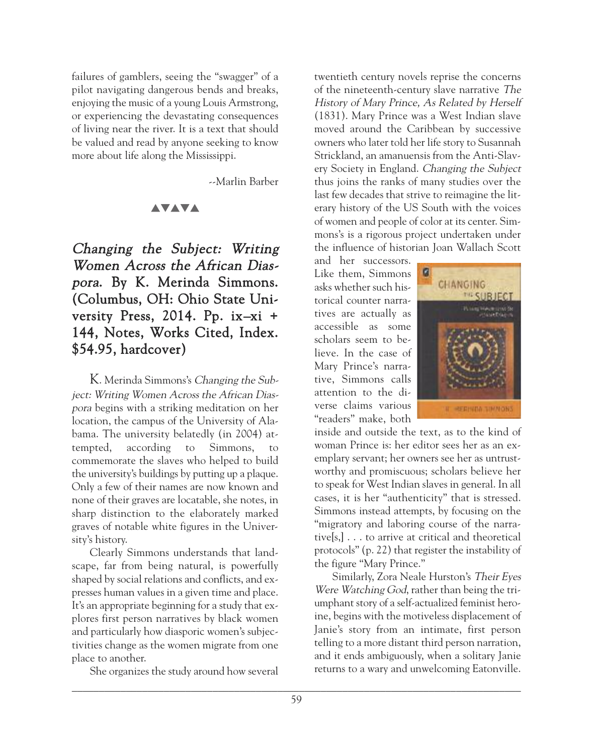failures of gamblers, seeing the "swagger" of a pilot navigating dangerous bends and breaks, enjoying the music of a young Louis Armstrong, or experiencing the devastating consequences of living near the river. It is a text that should be valued and read by anyone seeking to know more about life along the Mississippi.

--Marlin Barber

▲▼▲▼▲

## *Changing the Subject: Writing Women Across the African Diaspora.* By K. Merinda Simmons. (Columbus, OH: Ohio State University Press, 2014. Pp. ix–xi + 144, Notes, Works Cited, Index. $54.95, hardcover)

K. Merinda Simmons's *Changing the Subject: Writing Women Across the African Diaspora* begins with a striking meditation on her location, the campus of the University of Alabama. The university belatedly (in 2004) attempted, according to Simmons, to commemorate the slaves who helped to build the university's buildings by putting up a plaque. Only a few of their names are now known and none of their graves are locatable, she notes, in sharp distinction to the elaborately marked graves of notable white figures in the University's history.

Clearly Simmons understands that landscape, far from being natural, is powerfully shaped by social relations and conflicts, and expresses human values in a given time and place. It's an appropriate beginning for a study that explores first person narratives by black women and particularly how diasporic women's subjectivities change as the women migrate from one place to another.

She organizes the study around how several twentieth century novels reprise the concerns of the nineteenth-century slave narrative *The History of Mary Prince, As Related by Herself* (1831). Mary Prince was a West Indian slave moved around the Caribbean by successive owners who later told her life story to Susannah Strickland, an amanuensis from the Anti-Slavery Society in England. *Changing the Subject* thus joins the ranks of many studies over the last few decades that strive to reimagine the literary history of the US South with the voices of women and people of color at its center. Simmons's is a rigorous project undertaken under the influence of historian Joan Wallach Scott and her successors. Like them, Simmons asks whether such historical counter narratives are actually as accessible as some scholars seem to believe. In the case of Mary Prince's narrative, Simmons calls attention to the diverse claims various "readers" make, both inside and outside the text, as to the kind of woman Prince is: her editor sees her as an exemplary servant; her owners see her as untrustworthy and promiscuous; scholars believe her to speak for West Indian slaves in general. In all cases, it is her "authenticity" that is stressed. Simmons instead attempts, by focusing on the "migratory and laboring course of the narrative[s,] . . . to arrive at critical and theoretical protocols" (p. 22) that register the instability of the figure "Mary Prince."

Similarly, Zora Neale Hurston's *Their Eyes Were Watching God*, rather than being the triumphant story of a self-actualized feminist heroine, begins with the motiveless displacement of Janie's story from an intimate, first person telling to a more distant third person narration, and it ends ambiguously, when a solitary Janie returns to a wary and unwelcoming Eatonville.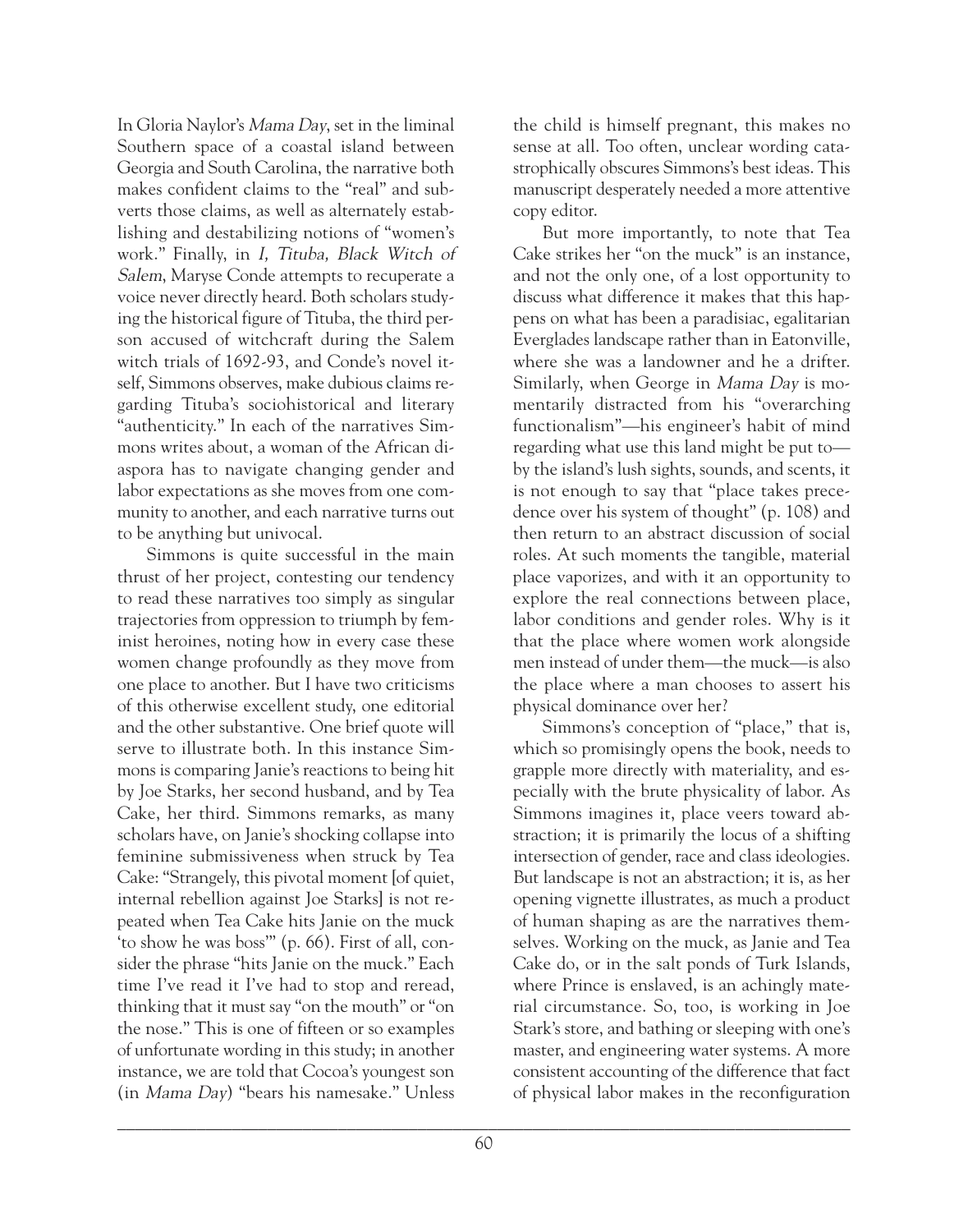In Gloria Naylor's *Mama Day*, set in the liminal Southern space of a coastal island between Georgia and South Carolina, the narrative both makes confident claims to the "real" and subverts those claims, as well as alternately establishing and destabilizing notions of "women's work." Finally, in *I, Tituba, Black Witch of Salem*, Maryse Conde attempts to recuperate a voice never directly heard. Both scholars studying the historical figure of Tituba, the third person accused of witchcraft during the Salem witch trials of 1692-93, and Conde's novel itself, Simmons observes, make dubious claims regarding Tituba's sociohistorical and literary "authenticity." In each of the narratives Simmons writes about, a woman of the African diaspora has to navigate changing gender and labor expectations as she moves from one community to another, and each narrative turns out to be anything but univocal.

Simmons is quite successful in the main thrust of her project, contesting our tendency to read these narratives too simply as singular trajectories from oppression to triumph by feminist heroines, noting how in every case these women change profoundly as they move from one place to another. But I have two criticisms of this otherwise excellent study, one editorial and the other substantive. One brief quote will serve to illustrate both. In this instance Simmons is comparing Janie's reactions to being hit by Joe Starks, her second husband, and by Tea Cake, her third. Simmons remarks, as many scholars have, on Janie's shocking collapse into feminine submissiveness when struck by Tea Cake: "Strangely, this pivotal moment [of quiet, internal rebellion against Joe Starks] is not repeated when Tea Cake hits Janie on the muck 'to show he was boss'" (p. 66). First of all, consider the phrase "hits Janie on the muck." Each time I've read it I've had to stop and reread, thinking that it must say "on the mouth" or "on the nose." This is one of fifteen or so examples of unfortunate wording in this study; in another instance, we are told that Cocoa's youngest son (in *Mama Day*) "bears his namesake." Unless the child is himself pregnant, this makes no sense at all. Too often, unclear wording catastrophically obscures Simmons's best ideas. This manuscript desperately needed a more attentive copy editor.

But more importantly, to note that Tea Cake strikes her "on the muck" is an instance, and not the only one, of a lost opportunity to discuss what difference it makes that this happens on what has been a paradisiac, egalitarian Everglades landscape rather than in Eatonville, where she was a landowner and he a drifter. Similarly, when George in *Mama Day* is momentarily distracted from his "overarching functionalism"—his engineer's habit of mind regarding what use this land might be put to—by the island's lush sights, sounds, and scents, it is not enough to say that "place takes precedence over his system of thought" (p. 108) and then return to an abstract discussion of social roles. At such moments the tangible, material place vaporizes, and with it an opportunity to explore the real connections between place, labor conditions and gender roles. Why is it that the place where women work alongside men instead of under them—the muck—is also the place where a man chooses to assert his physical dominance over her?

Simmons's conception of "place," that is, which so promisingly opens the book, needs to grapple more directly with materiality, and especially with the brute physicality of labor. As Simmons imagines it, place veers toward abstraction; it is primarily the locus of a shifting intersection of gender, race and class ideologies. But landscape is not an abstraction; it is, as her opening vignette illustrates, as much a product of human shaping as are the narratives themselves. Working on the muck, as Janie and Tea Cake do, or in the salt ponds of Turk Islands, where Prince is enslaved, is an achingly material circumstance. So, too, is working in Joe Stark's store, and bathing or sleeping with one's master, and engineering water systems. A more consistent accounting of the difference that fact of physical labor makes in the reconfiguration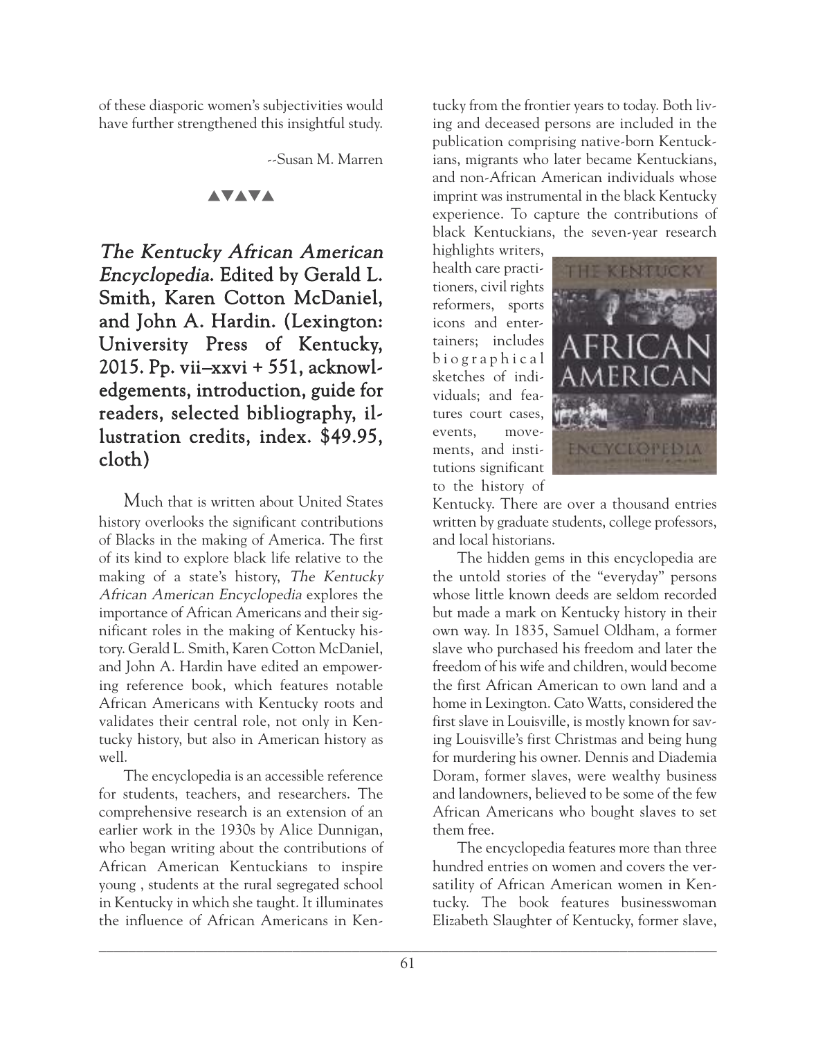of these diasporic women's subjectivities would have further strengthened this insightful study.

--Susan M. Marren

▲▼▲▼▲

## *The Kentucky African American Encyclopedia*. Edited by Gerald L. Smith, Karen Cotton McDaniel, and John A. Hardin. (Lexington: University Press of Kentucky, 2015. Pp. vii–xxvi + 551, acknowledgements, introduction, guide for readers, selected bibliography, illustration credits, index. $49.95, cloth)

Much that is written about United States history overlooks the significant contributions of Blacks in the making of America. The first of its kind to explore black life relative to the making of a state's history, *The Kentucky African American Encyclopedia* explores the importance of African Americans and their significant roles in the making of Kentucky history. Gerald L. Smith, Karen Cotton McDaniel, and John A. Hardin have edited an empowering reference book, which features notable African Americans with Kentucky roots and validates their central role, not only in Kentucky history, but also in American history as well.

The encyclopedia is an accessible reference for students, teachers, and researchers. The comprehensive research is an extension of an earlier work in the 1930s by Alice Dunnigan, who began writing about the contributions of African American Kentuckians to inspire young , students at the rural segregated school in Kentucky in which she taught. It illuminates the influence of African Americans in Kentucky from the frontier years to today. Both living and deceased persons are included in the publication comprising native-born Kentuckians, migrants who later became Kentuckians, and non-African American individuals whose imprint was instrumental in the black Kentucky experience. To capture the contributions of black Kentuckians, the seven-year research highlights writers, health care practitioners, civil rights reformers, sports icons and entertainers; includes biographical sketches of individuals; and features court cases, events, movements, and institutions significant to the history of Kentucky. There are over a thousand entries written by graduate students, college professors, and local historians.

The hidden gems in this encyclopedia are the untold stories of the "everyday" persons whose little known deeds are seldom recorded but made a mark on Kentucky history in their own way. In 1835, Samuel Oldham, a former slave who purchased his freedom and later the freedom of his wife and children, would become the first African American to own land and a home in Lexington. Cato Watts, considered the first slave in Louisville, is mostly known for saving Louisville's first Christmas and being hung for murdering his owner. Dennis and Diademia Doram, former slaves, were wealthy business and landowners, believed to be some of the few African Americans who bought slaves to set them free.

The encyclopedia features more than three hundred entries on women and covers the versatility of African American women in Kentucky. The book features businesswoman Elizabeth Slaughter of Kentucky, former slave,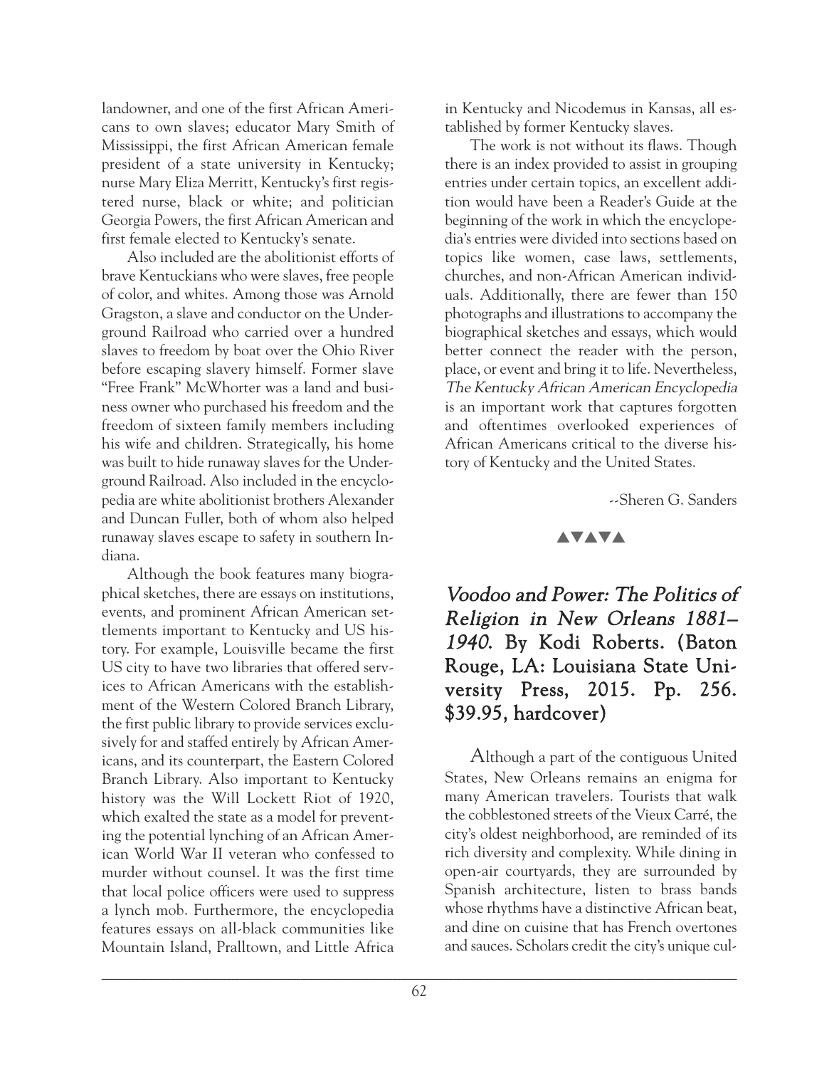landowner, and one of the first African Americans to own slaves; educator Mary Smith of Mississippi, the first African American female president of a state university in Kentucky; nurse Mary Eliza Merritt, Kentucky's first registered nurse, black or white; and politician Georgia Powers, the first African American and first female elected to Kentucky's senate.

Also included are the abolitionist efforts of brave Kentuckians who were slaves, free people of color, and whites. Among those was Arnold Gragston, a slave and conductor on the Underground Railroad who carried over a hundred slaves to freedom by boat over the Ohio River before escaping slavery himself. Former slave "Free Frank" McWhorter was a land and business owner who purchased his freedom and the freedom of sixteen family members including his wife and children. Strategically, his home was built to hide runaway slaves for the Underground Railroad. Also included in the encyclopedia are white abolitionist brothers Alexander and Duncan Fuller, both of whom also helped runaway slaves escape to safety in southern Indiana.

Although the book features many biographical sketches, there are essays on institutions, events, and prominent African American settlements important to Kentucky and US history. For example, Louisville became the first US city to have two libraries that offered services to African Americans with the establishment of the Western Colored Branch Library, the first public library to provide services exclusively for and staffed entirely by African Americans, and its counterpart, the Eastern Colored Branch Library. Also important to Kentucky history was the Will Lockett Riot of 1920, which exalted the state as a model for preventing the potential lynching of an African American World War II veteran who confessed to murder without counsel. It was the first time that local police officers were used to suppress a lynch mob. Furthermore, the encyclopedia features essays on all-black communities like Mountain Island, Pralltown, and Little Africa in Kentucky and Nicodemus in Kansas, all established by former Kentucky slaves.

The work is not without its flaws. Though there is an index provided to assist in grouping entries under certain topics, an excellent addition would have been a Reader's Guide at the beginning of the work in which the encyclopedia's entries were divided into sections based on topics like women, case laws, settlements, churches, and non-African American individuals. Additionally, there are fewer than 150 photographs and illustrations to accompany the biographical sketches and essays, which would better connect the reader with the person, place, or event and bring it to life. Nevertheless, *The Kentucky African American Encyclopedia* is an important work that captures forgotten and oftentimes overlooked experiences of African Americans critical to the diverse history of Kentucky and the United States.

--Sheren G. Sanders

▲▼▲▼▲

## *Voodoo and Power: The Politics of Religion in New Orleans 1881–1940.* By Kodi Roberts. (Baton Rouge, LA: Louisiana State University Press, 2015. Pp. 256. $39.95, hardcover)

Although a part of the contiguous United States, New Orleans remains an enigma for many American travelers. Tourists that walk the cobblestoned streets of the Vieux Carré, the city's oldest neighborhood, are reminded of its rich diversity and complexity. While dining in open-air courtyards, they are surrounded by Spanish architecture, listen to brass bands whose rhythms have a distinctive African beat, and dine on cuisine that has French overtones and sauces. Scholars credit the city's unique cul-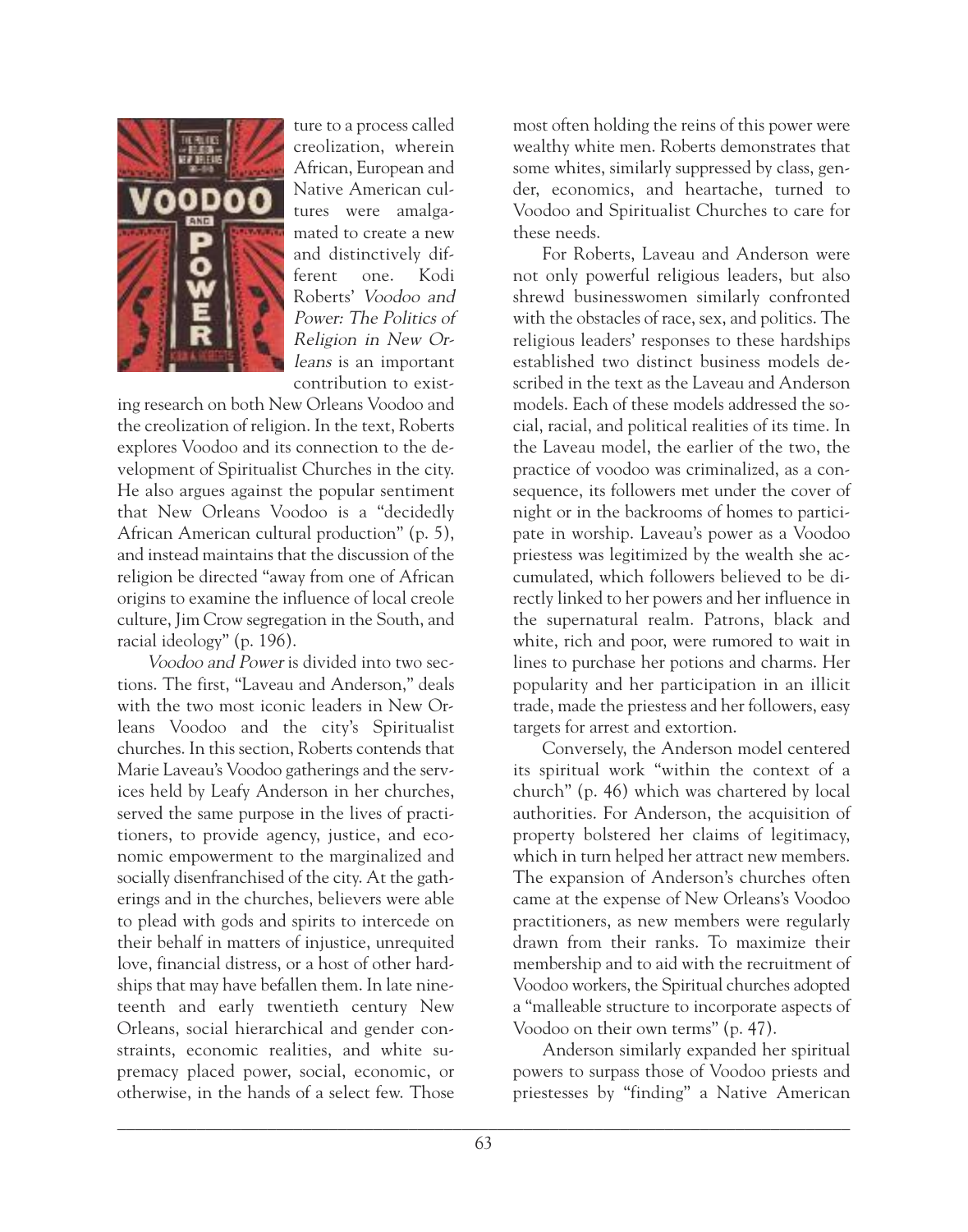ture to a process called creolization, wherein African, European and Native American cultures were amalgamated to create a new and distinctively different one. Kodi Roberts' *Voodoo and Power: The Politics of Religion in New Orleans* is an important contribution to existing research on both New Orleans Voodoo and the creolization of religion. In the text, Roberts explores Voodoo and its connection to the development of Spiritualist Churches in the city. He also argues against the popular sentiment that New Orleans Voodoo is a "decidedly African American cultural production" (p. 5), and instead maintains that the discussion of the religion be directed "away from one of African origins to examine the influence of local creole culture, Jim Crow segregation in the South, and racial ideology" (p. 196).

*Voodoo and Power* is divided into two sections. The first, "Laveau and Anderson," deals with the two most iconic leaders in New Orleans Voodoo and the city's Spiritualist churches. In this section, Roberts contends that Marie Laveau's Voodoo gatherings and the services held by Leafy Anderson in her churches, served the same purpose in the lives of practitioners, to provide agency, justice, and economic empowerment to the marginalized and socially disenfranchised of the city. At the gatherings and in the churches, believers were able to plead with gods and spirits to intercede on their behalf in matters of injustice, unrequited love, financial distress, or a host of other hardships that may have befallen them. In late nineteenth and early twentieth century New Orleans, social hierarchical and gender constraints, economic realities, and white supremacy placed power, social, economic, or otherwise, in the hands of a select few. Those most often holding the reins of this power were wealthy white men. Roberts demonstrates that some whites, similarly suppressed by class, gender, economics, and heartache, turned to Voodoo and Spiritualist Churches to care for these needs.

For Roberts, Laveau and Anderson were not only powerful religious leaders, but also shrewd businesswomen similarly confronted with the obstacles of race, sex, and politics. The religious leaders' responses to these hardships established two distinct business models described in the text as the Laveau and Anderson models. Each of these models addressed the social, racial, and political realities of its time. In the Laveau model, the earlier of the two, the practice of voodoo was criminalized, as a consequence, its followers met under the cover of night or in the backrooms of homes to participate in worship. Laveau's power as a Voodoo priestess was legitimized by the wealth she accumulated, which followers believed to be directly linked to her powers and her influence in the supernatural realm. Patrons, black and white, rich and poor, were rumored to wait in lines to purchase her potions and charms. Her popularity and her participation in an illicit trade, made the priestess and her followers, easy targets for arrest and extortion.

Conversely, the Anderson model centered its spiritual work "within the context of a church" (p. 46) which was chartered by local authorities. For Anderson, the acquisition of property bolstered her claims of legitimacy, which in turn helped her attract new members. The expansion of Anderson's churches often came at the expense of New Orleans's Voodoo practitioners, as new members were regularly drawn from their ranks. To maximize their membership and to aid with the recruitment of Voodoo workers, the Spiritual churches adopted a "malleable structure to incorporate aspects of Voodoo on their own terms" (p. 47).

Anderson similarly expanded her spiritual powers to surpass those of Voodoo priests and priestesses by "finding" a Native American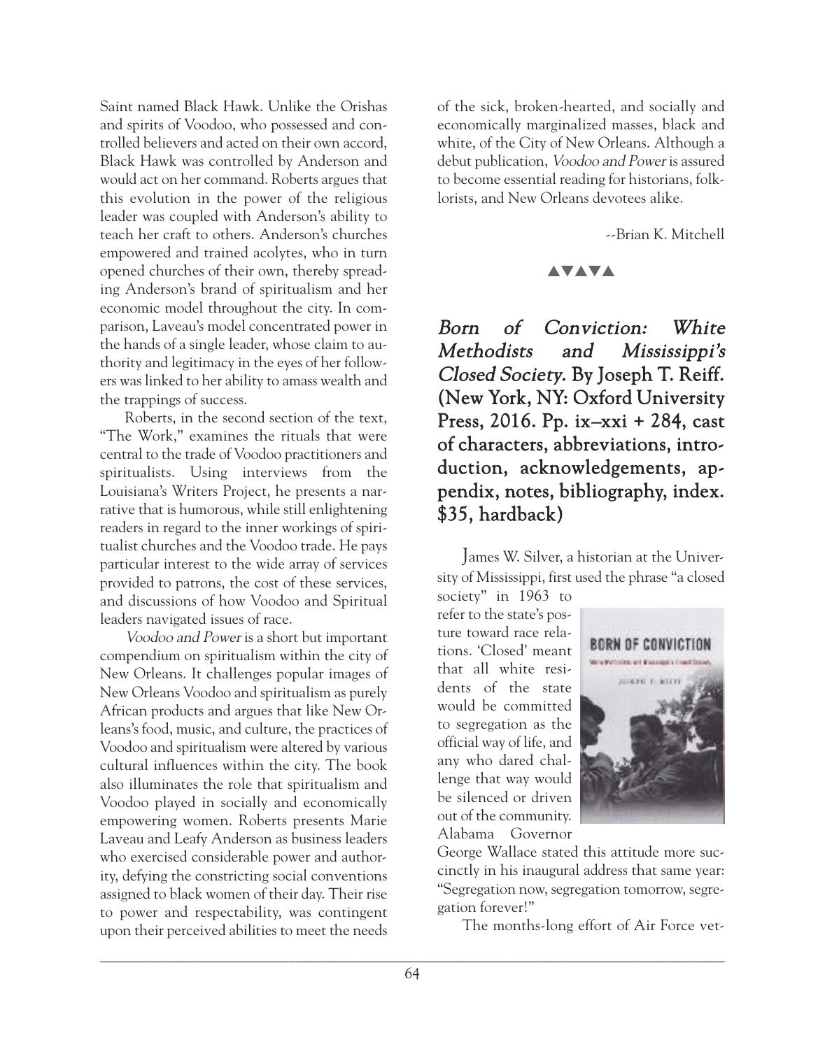Saint named Black Hawk. Unlike the Orishas and spirits of Voodoo, who possessed and controlled believers and acted on their own accord, Black Hawk was controlled by Anderson and would act on her command. Roberts argues that this evolution in the power of the religious leader was coupled with Anderson's ability to teach her craft to others. Anderson's churches empowered and trained acolytes, who in turn opened churches of their own, thereby spreading Anderson's brand of spiritualism and her economic model throughout the city. In comparison, Laveau's model concentrated power in the hands of a single leader, whose claim to authority and legitimacy in the eyes of her followers was linked to her ability to amass wealth and the trappings of success.

Roberts, in the second section of the text, "The Work," examines the rituals that were central to the trade of Voodoo practitioners and spiritualists. Using interviews from the Louisiana's Writers Project, he presents a narrative that is humorous, while still enlightening readers in regard to the inner workings of spiritualist churches and the Voodoo trade. He pays particular interest to the wide array of services provided to patrons, the cost of these services, and discussions of how Voodoo and Spiritual leaders navigated issues of race.

*Voodoo and Power* is a short but important compendium on spiritualism within the city of New Orleans. It challenges popular images of New Orleans Voodoo and spiritualism as purely African products and argues that like New Orleans's food, music, and culture, the practices of Voodoo and spiritualism were altered by various cultural influences within the city. The book also illuminates the role that spiritualism and Voodoo played in socially and economically empowering women. Roberts presents Marie Laveau and Leafy Anderson as business leaders who exercised considerable power and authority, defying the constricting social conventions assigned to black women of their day. Their rise to power and respectability, was contingent upon their perceived abilities to meet the needs of the sick, broken-hearted, and socially and economically marginalized masses, black and white, of the City of New Orleans. Although a debut publication, *Voodoo and Power* is assured to become essential reading for historians, folklorists, and New Orleans devotees alike.

--Brian K. Mitchell

▲▼▲▼▲

## *Born of Conviction: White Methodists and Mississippi's Closed Society*. By Joseph T. Reiff. (New York, NY: Oxford University Press, 2016. Pp. ix–xxi + 284, cast of characters, abbreviations, introduction, acknowledgements, appendix, notes, bibliography, index. $35, hardback)

James W. Silver, a historian at the University of Mississippi, first used the phrase "a closed society" in 1963 to refer to the state's posture toward race relations. 'Closed' meant that all white residents of the state would be committed to segregation as the official way of life, and any who dared challenge that way would be silenced or driven out of the community. Alabama Governor George Wallace stated this attitude more succinctly in his inaugural address that same year: "Segregation now, segregation tomorrow, segregation forever!"

The months-long effort of Air Force vet-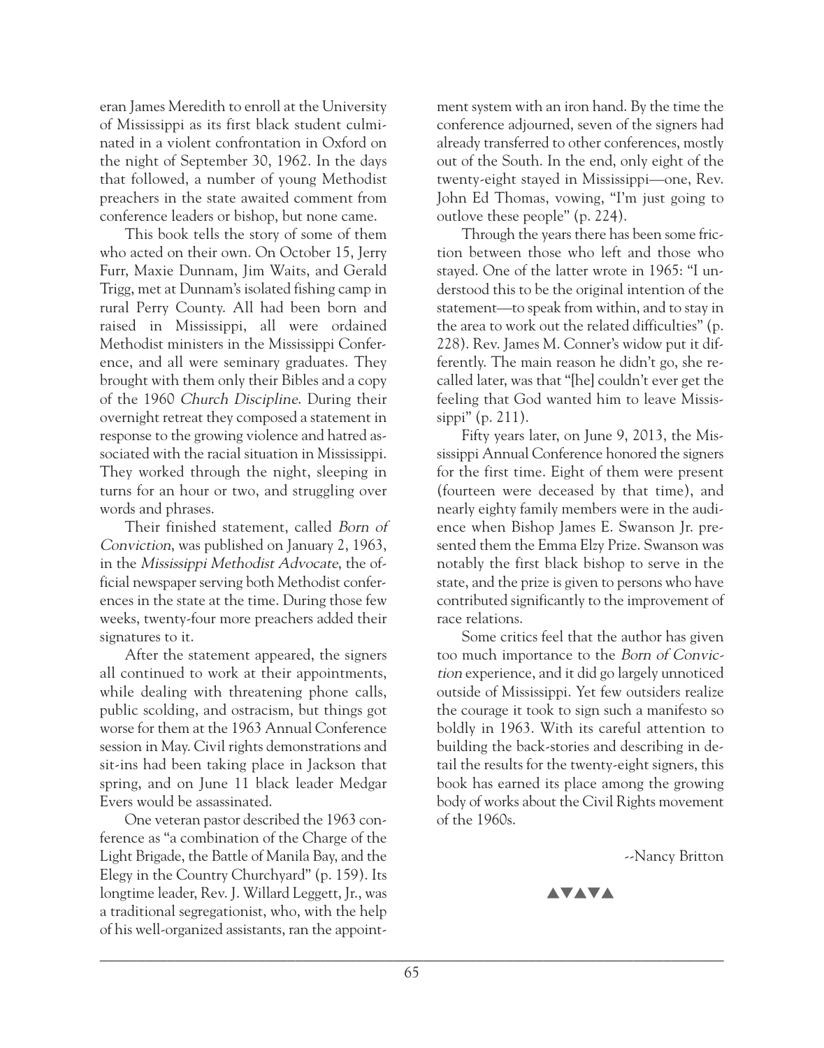eran James Meredith to enroll at the University of Mississippi as its first black student culminated in a violent confrontation in Oxford on the night of September 30, 1962. In the days that followed, a number of young Methodist preachers in the state awaited comment from conference leaders or bishop, but none came.

This book tells the story of some of them who acted on their own. On October 15, Jerry Furr, Maxie Dunnam, Jim Waits, and Gerald Trigg, met at Dunnam's isolated fishing camp in rural Perry County. All had been born and raised in Mississippi, all were ordained Methodist ministers in the Mississippi Conference, and all were seminary graduates. They brought with them only their Bibles and a copy of the 1960 *Church Discipline*. During their overnight retreat they composed a statement in response to the growing violence and hatred associated with the racial situation in Mississippi. They worked through the night, sleeping in turns for an hour or two, and struggling over words and phrases.

Their finished statement, called *Born of Conviction*, was published on January 2, 1963, in the *Mississippi Methodist Advocate*, the official newspaper serving both Methodist conferences in the state at the time. During those few weeks, twenty-four more preachers added their signatures to it.

After the statement appeared, the signers all continued to work at their appointments, while dealing with threatening phone calls, public scolding, and ostracism, but things got worse for them at the 1963 Annual Conference session in May. Civil rights demonstrations and sit-ins had been taking place in Jackson that spring, and on June 11 black leader Medgar Evers would be assassinated.

One veteran pastor described the 1963 conference as "a combination of the Charge of the Light Brigade, the Battle of Manila Bay, and the Elegy in the Country Churchyard" (p. 159). Its longtime leader, Rev. J. Willard Leggett, Jr., was a traditional segregationist, who, with the help of his well-organized assistants, ran the appointment system with an iron hand. By the time the conference adjourned, seven of the signers had already transferred to other conferences, mostly out of the South. In the end, only eight of the twenty-eight stayed in Mississippi—one, Rev. John Ed Thomas, vowing, "I'm just going to outlove these people" (p. 224).

Through the years there has been some friction between those who left and those who stayed. One of the latter wrote in 1965: "I understood this to be the original intention of the statement—to speak from within, and to stay in the area to work out the related difficulties" (p. 228). Rev. James M. Conner's widow put it differently. The main reason he didn't go, she recalled later, was that "[he] couldn't ever get the feeling that God wanted him to leave Mississippi" (p. 211).

Fifty years later, on June 9, 2013, the Mississippi Annual Conference honored the signers for the first time. Eight of them were present (fourteen were deceased by that time), and nearly eighty family members were in the audience when Bishop James E. Swanson Jr. presented them the Emma Elzy Prize. Swanson was notably the first black bishop to serve in the state, and the prize is given to persons who have contributed significantly to the improvement of race relations.

Some critics feel that the author has given too much importance to the *Born of Conviction* experience, and it did go largely unnoticed outside of Mississippi. Yet few outsiders realize the courage it took to sign such a manifesto so boldly in 1963. With its careful attention to building the back-stories and describing in detail the results for the twenty-eight signers, this book has earned its place among the growing body of works about the Civil Rights movement of the 1960s.

--Nancy Britton

▲▼▲▼▲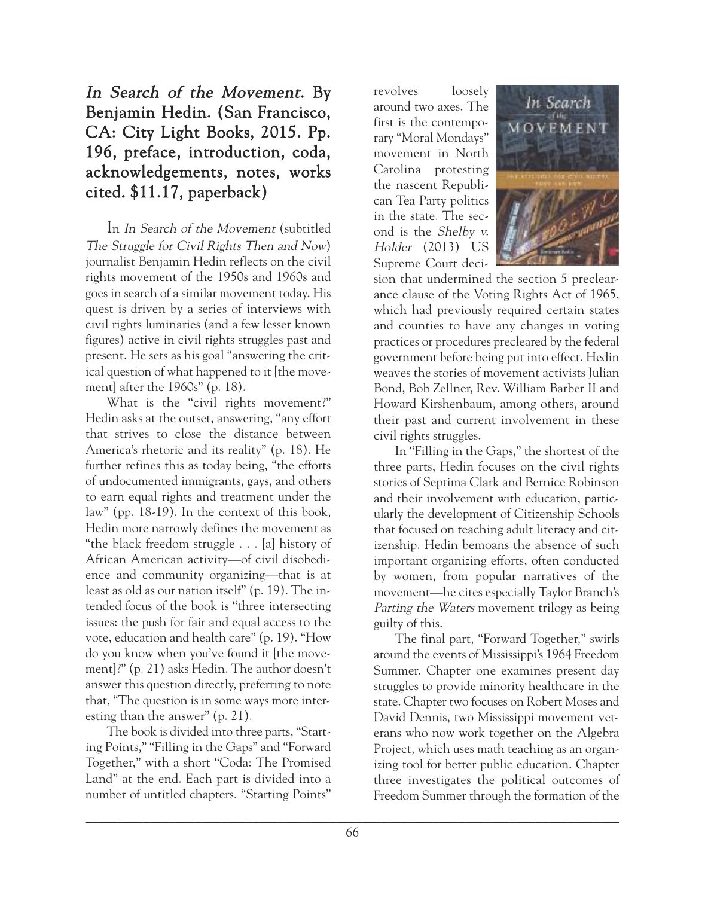## *In Search of the Movement.* By Benjamin Hedin. (San Francisco, CA: City Light Books, 2015. Pp. 196, preface, introduction, coda, acknowledgements, notes, works cited. $11.17, paperback)

In *In Search of the Movement* (subtitled *The Struggle for Civil Rights Then and Now*) journalist Benjamin Hedin reflects on the civil rights movement of the 1950s and 1960s and goes in search of a similar movement today. His quest is driven by a series of interviews with civil rights luminaries (and a few lesser known figures) active in civil rights struggles past and present. He sets as his goal "answering the critical question of what happened to it [the movement] after the 1960s" (p. 18).

What is the "civil rights movement?" Hedin asks at the outset, answering, "any effort that strives to close the distance between America's rhetoric and its reality" (p. 18). He further refines this as today being, "the efforts of undocumented immigrants, gays, and others to earn equal rights and treatment under the law" (pp. 18-19). In the context of this book, Hedin more narrowly defines the movement as "the black freedom struggle . . . [a] history of African American activity—of civil disobedience and community organizing—that is at least as old as our nation itself" (p. 19). The intended focus of the book is "three intersecting issues: the push for fair and equal access to the vote, education and health care" (p. 19). "How do you know when you've found it [the movement]?" (p. 21) asks Hedin. The author doesn't answer this question directly, preferring to note that, "The question is in some ways more interesting than the answer" (p. 21).

The book is divided into three parts, "Starting Points," "Filling in the Gaps" and "Forward Together," with a short "Coda: The Promised Land" at the end. Each part is divided into a number of untitled chapters. "Starting Points" revolves loosely around two axes. The first is the contemporary "Moral Mondays" movement in North Carolina protesting the nascent Republican Tea Party politics in the state. The second is the *Shelby v. Holder* (2013) US Supreme Court decision that undermined the section 5 preclearance clause of the Voting Rights Act of 1965, which had previously required certain states and counties to have any changes in voting practices or procedures precleared by the federal government before being put into effect. Hedin weaves the stories of movement activists Julian Bond, Bob Zellner, Rev. William Barber II and Howard Kirshenbaum, among others, around their past and current involvement in these civil rights struggles.

In "Filling in the Gaps," the shortest of the three parts, Hedin focuses on the civil rights stories of Septima Clark and Bernice Robinson and their involvement with education, particularly the development of Citizenship Schools that focused on teaching adult literacy and citizenship. Hedin bemoans the absence of such important organizing efforts, often conducted by women, from popular narratives of the movement—he cites especially Taylor Branch's *Parting the Waters* movement trilogy as being guilty of this.

The final part, "Forward Together," swirls around the events of Mississippi's 1964 Freedom Summer. Chapter one examines present day struggles to provide minority healthcare in the state. Chapter two focuses on Robert Moses and David Dennis, two Mississippi movement veterans who now work together on the Algebra Project, which uses math teaching as an organizing tool for better public education. Chapter three investigates the political outcomes of Freedom Summer through the formation of the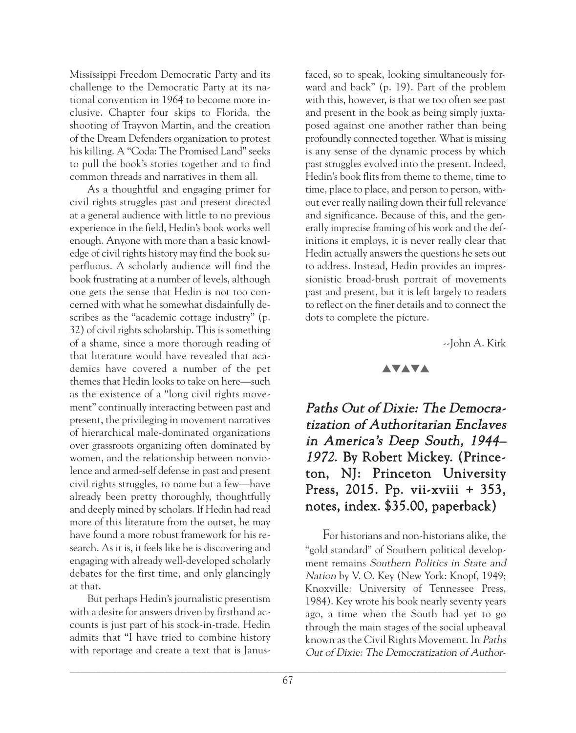Mississippi Freedom Democratic Party and its challenge to the Democratic Party at its national convention in 1964 to become more inclusive. Chapter four skips to Florida, the shooting of Trayvon Martin, and the creation of the Dream Defenders organization to protest his killing. A "Coda: The Promised Land" seeks to pull the book's stories together and to find common threads and narratives in them all.

As a thoughtful and engaging primer for civil rights struggles past and present directed at a general audience with little to no previous experience in the field, Hedin's book works well enough. Anyone with more than a basic knowledge of civil rights history may find the book superfluous. A scholarly audience will find the book frustrating at a number of levels, although one gets the sense that Hedin is not too concerned with what he somewhat disdainfully describes as the "academic cottage industry" (p. 32) of civil rights scholarship. This is something of a shame, since a more thorough reading of that literature would have revealed that academics have covered a number of the pet themes that Hedin looks to take on here—such as the existence of a "long civil rights movement" continually interacting between past and present, the privileging in movement narratives of hierarchical male-dominated organizations over grassroots organizing often dominated by women, and the relationship between nonviolence and armed-self defense in past and present civil rights struggles, to name but a few—have already been pretty thoroughly, thoughtfully and deeply mined by scholars. If Hedin had read more of this literature from the outset, he may have found a more robust framework for his research. As it is, it feels like he is discovering and engaging with already well-developed scholarly debates for the first time, and only glancingly at that.

But perhaps Hedin's journalistic presentism with a desire for answers driven by firsthand accounts is just part of his stock-in-trade. Hedin admits that "I have tried to combine history with reportage and create a text that is Janus-faced, so to speak, looking simultaneously forward and back" (p. 19). Part of the problem with this, however, is that we too often see past and present in the book as being simply juxtaposed against one another rather than being profoundly connected together. What is missing is any sense of the dynamic process by which past struggles evolved into the present. Indeed, Hedin's book flits from theme to theme, time to time, place to place, and person to person, without ever really nailing down their full relevance and significance. Because of this, and the generally imprecise framing of his work and the definitions it employs, it is never really clear that Hedin actually answers the questions he sets out to address. Instead, Hedin provides an impressionistic broad-brush portrait of movements past and present, but it is left largely to readers to reflect on the finer details and to connect the dots to complete the picture.

--John A. Kirk

▲▼▲▼▲

## *Paths Out of Dixie: The Democratization of Authoritarian Enclaves in America's Deep South, 1944–1972.* By Robert Mickey. (Princeton, NJ: Princeton University Press, 2015. Pp. vii-xviii + 353, notes, index. $35.00, paperback)

For historians and non-historians alike, the "gold standard" of Southern political development remains *Southern Politics in State and Nation* by V. O. Key (New York: Knopf, 1949; Knoxville: University of Tennessee Press, 1984). Key wrote his book nearly seventy years ago, a time when the South had yet to go through the main stages of the social upheaval known as the Civil Rights Movement. In *Paths Out of Dixie: The Democratization of Author-*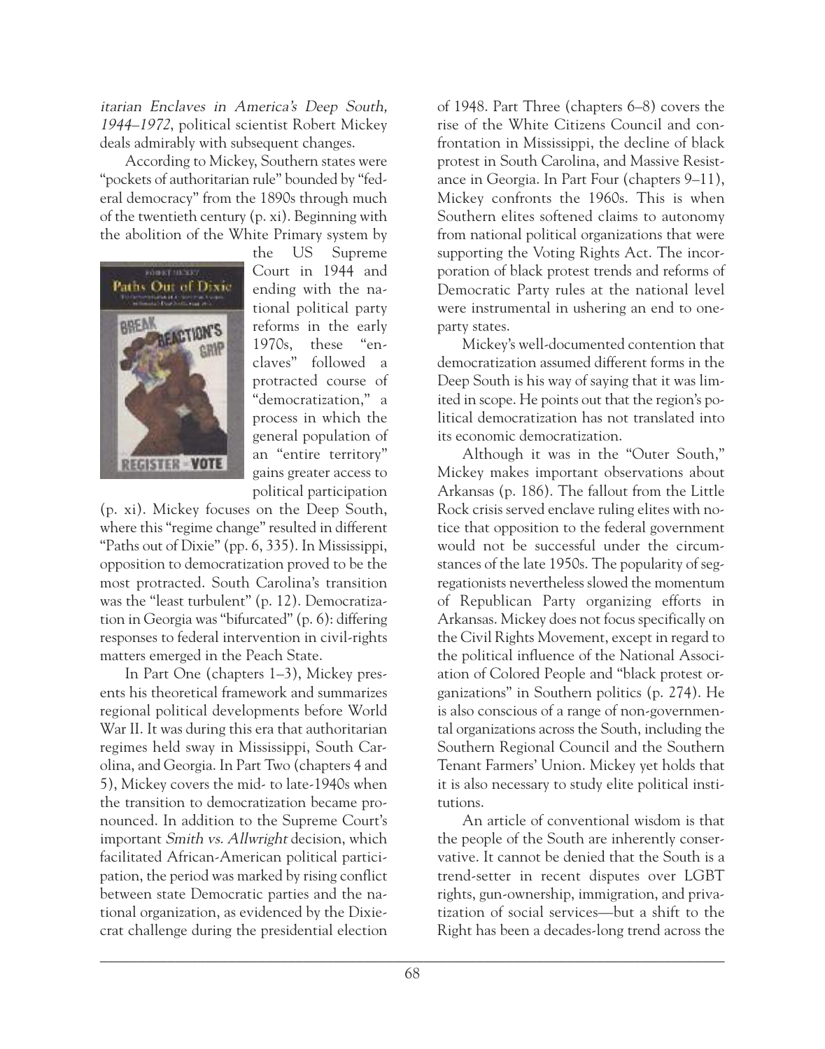*itarian Enclaves in America's Deep South, 1944–1972*, political scientist Robert Mickey deals admirably with subsequent changes.

According to Mickey, Southern states were "pockets of authoritarian rule" bounded by "federal democracy" from the 1890s through much of the twentieth century (p. xi). Beginning with the abolition of the White Primary system by the US Supreme Court in 1944 and ending with the national political party reforms in the early 1970s, these "enclaves" followed a protracted course of "democratization," a process in which the general population of an "entire territory" gains greater access to political participation (p. xi). Mickey focuses on the Deep South, where this "regime change" resulted in different "Paths out of Dixie" (pp. 6, 335). In Mississippi, opposition to democratization proved to be the most protracted. South Carolina's transition was the "least turbulent" (p. 12). Democratization in Georgia was "bifurcated" (p. 6): differing responses to federal intervention in civil-rights matters emerged in the Peach State.

In Part One (chapters 1–3), Mickey presents his theoretical framework and summarizes regional political developments before World War II. It was during this era that authoritarian regimes held sway in Mississippi, South Carolina, and Georgia. In Part Two (chapters 4 and 5), Mickey covers the mid- to late-1940s when the transition to democratization became pronounced. In addition to the Supreme Court's important *Smith vs. Allwright* decision, which facilitated African-American political participation, the period was marked by rising conflict between state Democratic parties and the national organization, as evidenced by the Dixiecrat challenge during the presidential election of 1948. Part Three (chapters 6–8) covers the rise of the White Citizens Council and confrontation in Mississippi, the decline of black protest in South Carolina, and Massive Resistance in Georgia. In Part Four (chapters 9–11), Mickey confronts the 1960s. This is when Southern elites softened claims to autonomy from national political organizations that were supporting the Voting Rights Act. The incorporation of black protest trends and reforms of Democratic Party rules at the national level were instrumental in ushering an end to one-party states.

Mickey's well-documented contention that democratization assumed different forms in the Deep South is his way of saying that it was limited in scope. He points out that the region's political democratization has not translated into its economic democratization.

Although it was in the "Outer South," Mickey makes important observations about Arkansas (p. 186). The fallout from the Little Rock crisis served enclave ruling elites with notice that opposition to the federal government would not be successful under the circumstances of the late 1950s. The popularity of segregationists nevertheless slowed the momentum of Republican Party organizing efforts in Arkansas. Mickey does not focus specifically on the Civil Rights Movement, except in regard to the political influence of the National Association of Colored People and "black protest organizations" in Southern politics (p. 274). He is also conscious of a range of non-governmental organizations across the South, including the Southern Regional Council and the Southern Tenant Farmers' Union. Mickey yet holds that it is also necessary to study elite political institutions.

An article of conventional wisdom is that the people of the South are inherently conservative. It cannot be denied that the South is a trend-setter in recent disputes over LGBT rights, gun-ownership, immigration, and privatization of social services—but a shift to the Right has been a decades-long trend across the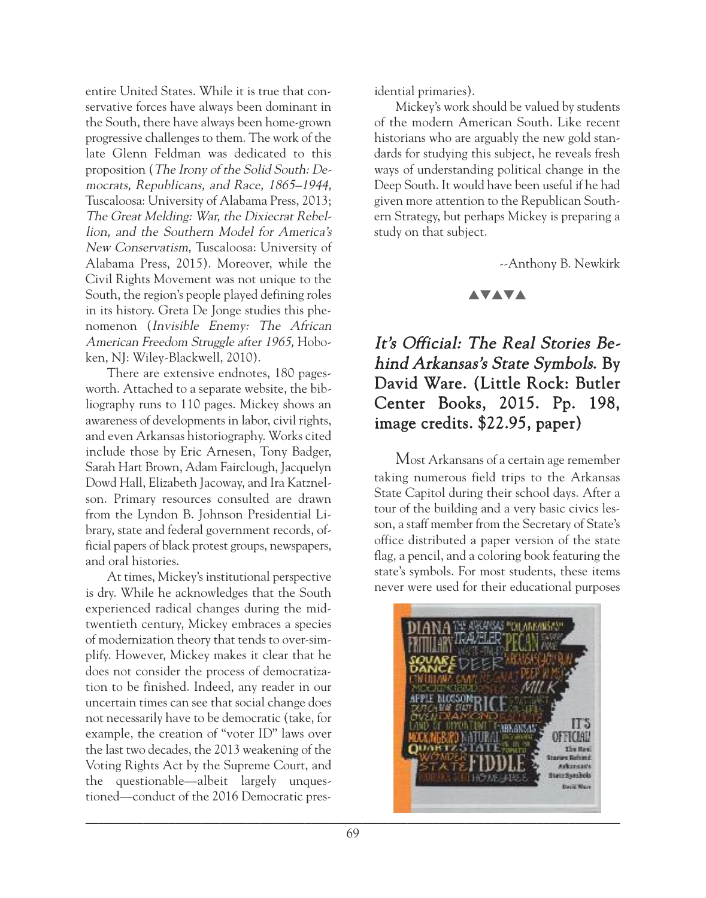entire United States. While it is true that conservative forces have always been dominant in the South, there have always been home-grown progressive challenges to them. The work of the late Glenn Feldman was dedicated to this proposition (*The Irony of the Solid South: Democrats, Republicans, and Race, 1865–1944,* Tuscaloosa: University of Alabama Press, 2013; *The Great Melding: War, the Dixiecrat Rebellion, and the Southern Model for America's New Conservatism,* Tuscaloosa: University of Alabama Press, 2015). Moreover, while the Civil Rights Movement was not unique to the South, the region's people played defining roles in its history. Greta De Jonge studies this phenomenon (*Invisible Enemy: The African American Freedom Struggle after 1965,* Hoboken, NJ: Wiley-Blackwell, 2010).

There are extensive endnotes, 180 pages-worth. Attached to a separate website, the bibliography runs to 110 pages. Mickey shows an awareness of developments in labor, civil rights, and even Arkansas historiography. Works cited include those by Eric Arnesen, Tony Badger, Sarah Hart Brown, Adam Fairclough, Jacquelyn Dowd Hall, Elizabeth Jacoway, and Ira Katznelson. Primary resources consulted are drawn from the Lyndon B. Johnson Presidential Library, state and federal government records, official papers of black protest groups, newspapers, and oral histories.

At times, Mickey's institutional perspective is dry. While he acknowledges that the South experienced radical changes during the mid-twentieth century, Mickey embraces a species of modernization theory that tends to over-simplify. However, Mickey makes it clear that he does not consider the process of democratization to be finished. Indeed, any reader in our uncertain times can see that social change does not necessarily have to be democratic (take, for example, the creation of "voter ID" laws over the last two decades, the 2013 weakening of the Voting Rights Act by the Supreme Court, and the questionable—albeit largely unquestioned—conduct of the 2016 Democratic presidential primaries).

Mickey's work should be valued by students of the modern American South. Like recent historians who are arguably the new gold standards for studying this subject, he reveals fresh ways of understanding political change in the Deep South. It would have been useful if he had given more attention to the Republican Southern Strategy, but perhaps Mickey is preparing a study on that subject.

--Anthony B. Newkirk

▲▼▲▼▲

## *It's Official: The Real Stories Behind Arkansas's State Symbols.* By David Ware. (Little Rock: Butler Center Books, 2015. Pp. 198, image credits. $22.95, paper)

Most Arkansans of a certain age remember taking numerous field trips to the Arkansas State Capitol during their school days. After a tour of the building and a very basic civics lesson, a staff member from the Secretary of State's office distributed a paper version of the state flag, a pencil, and a coloring book featuring the state's symbols. For most students, these items never were used for their educational purposes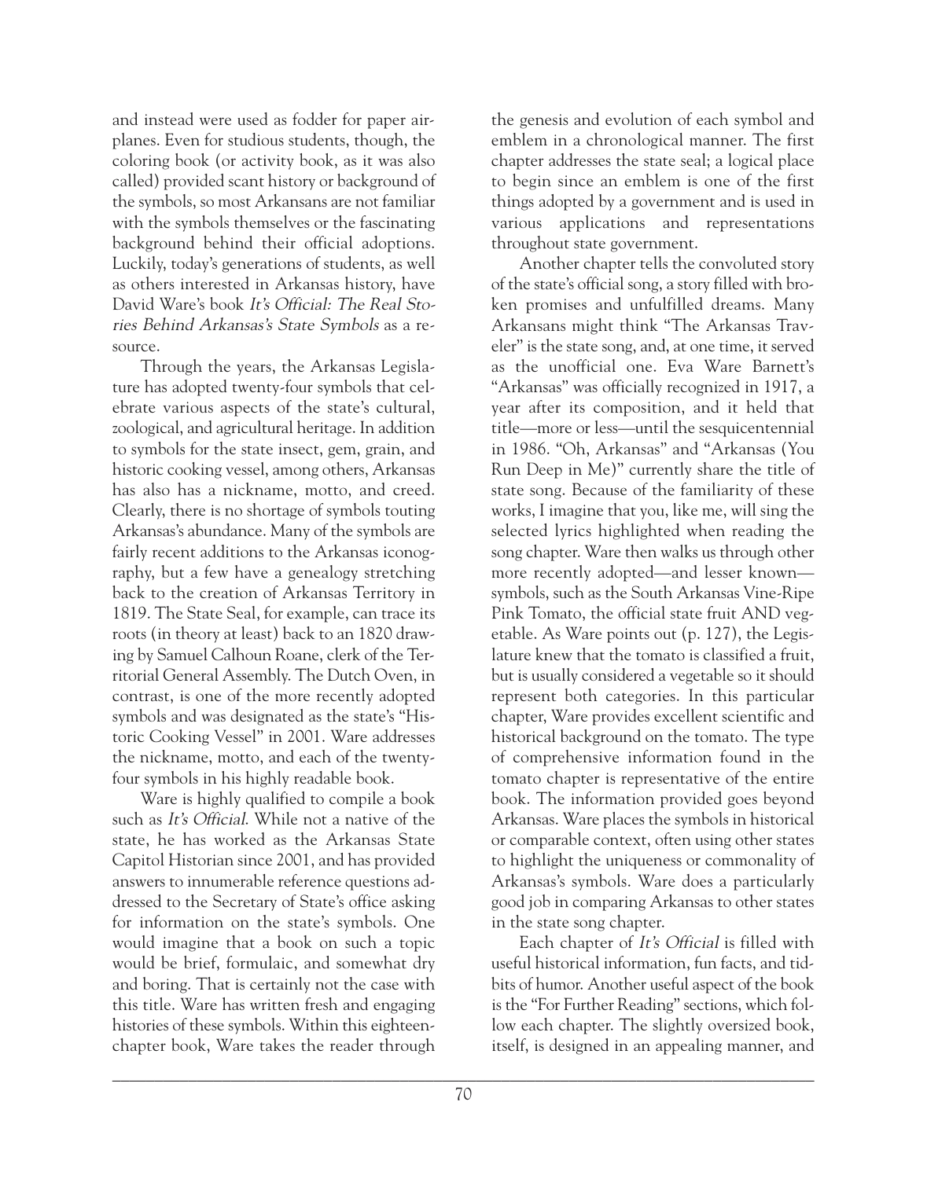and instead were used as fodder for paper airplanes. Even for studious students, though, the coloring book (or activity book, as it was also called) provided scant history or background of the symbols, so most Arkansans are not familiar with the symbols themselves or the fascinating background behind their official adoptions. Luckily, today's generations of students, as well as others interested in Arkansas history, have David Ware's book *It's Official: The Real Stories Behind Arkansas's State Symbols* as a resource.

Through the years, the Arkansas Legislature has adopted twenty-four symbols that celebrate various aspects of the state's cultural, zoological, and agricultural heritage. In addition to symbols for the state insect, gem, grain, and historic cooking vessel, among others, Arkansas has also has a nickname, motto, and creed. Clearly, there is no shortage of symbols touting Arkansas's abundance. Many of the symbols are fairly recent additions to the Arkansas iconography, but a few have a genealogy stretching back to the creation of Arkansas Territory in 1819. The State Seal, for example, can trace its roots (in theory at least) back to an 1820 drawing by Samuel Calhoun Roane, clerk of the Territorial General Assembly. The Dutch Oven, in contrast, is one of the more recently adopted symbols and was designated as the state's "Historic Cooking Vessel" in 2001. Ware addresses the nickname, motto, and each of the twenty-four symbols in his highly readable book.

Ware is highly qualified to compile a book such as *It's Official*. While not a native of the state, he has worked as the Arkansas State Capitol Historian since 2001, and has provided answers to innumerable reference questions addressed to the Secretary of State's office asking for information on the state's symbols. One would imagine that a book on such a topic would be brief, formulaic, and somewhat dry and boring. That is certainly not the case with this title. Ware has written fresh and engaging histories of these symbols. Within this eighteen-chapter book, Ware takes the reader through the genesis and evolution of each symbol and emblem in a chronological manner. The first chapter addresses the state seal; a logical place to begin since an emblem is one of the first things adopted by a government and is used in various applications and representations throughout state government.

Another chapter tells the convoluted story of the state's official song, a story filled with broken promises and unfulfilled dreams. Many Arkansans might think "The Arkansas Traveler" is the state song, and, at one time, it served as the unofficial one. Eva Ware Barnett's "Arkansas" was officially recognized in 1917, a year after its composition, and it held that title—more or less—until the sesquicentennial in 1986. "Oh, Arkansas" and "Arkansas (You Run Deep in Me)" currently share the title of state song. Because of the familiarity of these works, I imagine that you, like me, will sing the selected lyrics highlighted when reading the song chapter. Ware then walks us through other more recently adopted—and lesser known—symbols, such as the South Arkansas Vine-Ripe Pink Tomato, the official state fruit AND vegetable. As Ware points out (p. 127), the Legislature knew that the tomato is classified a fruit, but is usually considered a vegetable so it should represent both categories. In this particular chapter, Ware provides excellent scientific and historical background on the tomato. The type of comprehensive information found in the tomato chapter is representative of the entire book. The information provided goes beyond Arkansas. Ware places the symbols in historical or comparable context, often using other states to highlight the uniqueness or commonality of Arkansas's symbols. Ware does a particularly good job in comparing Arkansas to other states in the state song chapter.

Each chapter of *It's Official* is filled with useful historical information, fun facts, and tidbits of humor. Another useful aspect of the book is the "For Further Reading" sections, which follow each chapter. The slightly oversized book, itself, is designed in an appealing manner, and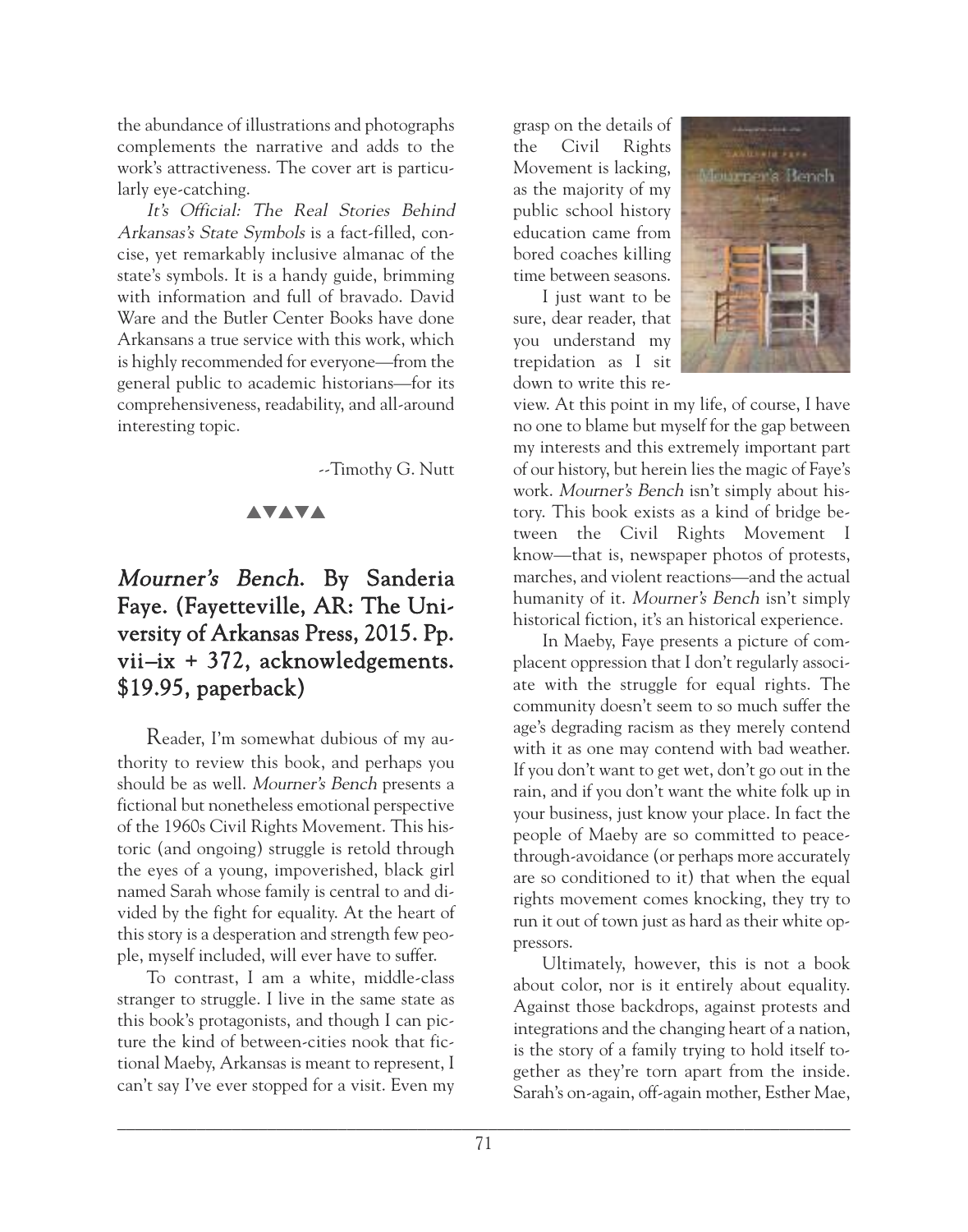the abundance of illustrations and photographs complements the narrative and adds to the work's attractiveness. The cover art is particularly eye-catching.

*It's Official: The Real Stories Behind Arkansas's State Symbols* is a fact-filled, concise, yet remarkably inclusive almanac of the state's symbols. It is a handy guide, brimming with information and full of bravado. David Ware and the Butler Center Books have done Arkansans a true service with this work, which is highly recommended for everyone—from the general public to academic historians—for its comprehensiveness, readability, and all-around interesting topic.

--Timothy G. Nutt

▲▼▲▼▲

## *Mourner's Bench*. By Sanderia Faye. (Fayetteville, AR: The University of Arkansas Press, 2015. Pp. vii–ix + 372, acknowledgements. $19.95, paperback)

Reader, I'm somewhat dubious of my authority to review this book, and perhaps you should be as well. *Mourner's Bench* presents a fictional but nonetheless emotional perspective of the 1960s Civil Rights Movement. This historic (and ongoing) struggle is retold through the eyes of a young, impoverished, black girl named Sarah whose family is central to and divided by the fight for equality. At the heart of this story is a desperation and strength few people, myself included, will ever have to suffer.

To contrast, I am a white, middle-class stranger to struggle. I live in the same state as this book's protagonists, and though I can picture the kind of between-cities nook that fictional Maeby, Arkansas is meant to represent, I can't say I've ever stopped for a visit. Even my grasp on the details of the Civil Rights Movement is lacking, as the majority of my public school history education came from bored coaches killing time between seasons.

I just want to be sure, dear reader, that you understand my trepidation as I sit down to write this review. At this point in my life, of course, I have no one to blame but myself for the gap between my interests and this extremely important part of our history, but herein lies the magic of Faye's work. *Mourner's Bench* isn't simply about history. This book exists as a kind of bridge between the Civil Rights Movement I know—that is, newspaper photos of protests, marches, and violent reactions—and the actual humanity of it. *Mourner's Bench* isn't simply historical fiction, it's an historical experience.

In Maeby, Faye presents a picture of complacent oppression that I don't regularly associate with the struggle for equal rights. The community doesn't seem to so much suffer the age's degrading racism as they merely contend with it as one may contend with bad weather. If you don't want to get wet, don't go out in the rain, and if you don't want the white folk up in your business, just know your place. In fact the people of Maeby are so committed to peace-through-avoidance (or perhaps more accurately are so conditioned to it) that when the equal rights movement comes knocking, they try to run it out of town just as hard as their white oppressors.

Ultimately, however, this is not a book about color, nor is it entirely about equality. Against those backdrops, against protests and integrations and the changing heart of a nation, is the story of a family trying to hold itself together as they're torn apart from the inside. Sarah's on-again, off-again mother, Esther Mae,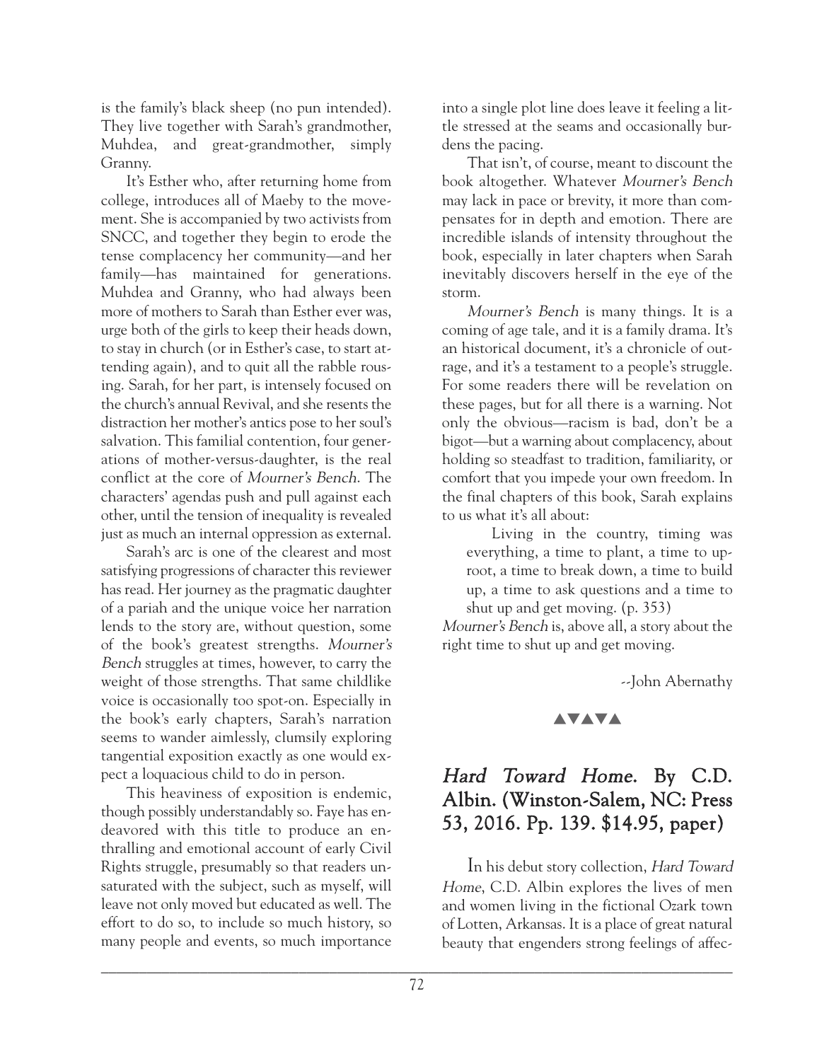is the family's black sheep (no pun intended). They live together with Sarah's grandmother, Muhdea, and great-grandmother, simply Granny.

It's Esther who, after returning home from college, introduces all of Maeby to the movement. She is accompanied by two activists from SNCC, and together they begin to erode the tense complacency her community—and her family—has maintained for generations. Muhdea and Granny, who had always been more of mothers to Sarah than Esther ever was, urge both of the girls to keep their heads down, to stay in church (or in Esther's case, to start attending again), and to quit all the rabble rousing. Sarah, for her part, is intensely focused on the church's annual Revival, and she resents the distraction her mother's antics pose to her soul's salvation. This familial contention, four generations of mother-versus-daughter, is the real conflict at the core of *Mourner's Bench*. The characters' agendas push and pull against each other, until the tension of inequality is revealed just as much an internal oppression as external.

Sarah's arc is one of the clearest and most satisfying progressions of character this reviewer has read. Her journey as the pragmatic daughter of a pariah and the unique voice her narration lends to the story are, without question, some of the book's greatest strengths. *Mourner's Bench* struggles at times, however, to carry the weight of those strengths. That same childlike voice is occasionally too spot-on. Especially in the book's early chapters, Sarah's narration seems to wander aimlessly, clumsily exploring tangential exposition exactly as one would expect a loquacious child to do in person.

This heaviness of exposition is endemic, though possibly understandably so. Faye has endeavored with this title to produce an enthralling and emotional account of early Civil Rights struggle, presumably so that readers unsaturated with the subject, such as myself, will leave not only moved but educated as well. The effort to do so, to include so much history, so many people and events, so much importance into a single plot line does leave it feeling a little stressed at the seams and occasionally burdens the pacing.

That isn't, of course, meant to discount the book altogether. Whatever *Mourner's Bench* may lack in pace or brevity, it more than compensates for in depth and emotion. There are incredible islands of intensity throughout the book, especially in later chapters when Sarah inevitably discovers herself in the eye of the storm.

*Mourner's Bench* is many things. It is a coming of age tale, and it is a family drama. It's an historical document, it's a chronicle of outrage, and it's a testament to a people's struggle. For some readers there will be revelation on these pages, but for all there is a warning. Not only the obvious—racism is bad, don't be a bigot—but a warning about complacency, about holding so steadfast to tradition, familiarity, or comfort that you impede your own freedom. In the final chapters of this book, Sarah explains to us what it's all about:

> Living in the country, timing was everything, a time to plant, a time to uproot, a time to break down, a time to build up, a time to ask questions and a time to shut up and get moving. (p. 353)

*Mourner's Bench* is, above all, a story about the right time to shut up and get moving.

--John Abernathy

▲▼▲▼▲

## *Hard Toward Home*. By C.D. Albin. (Winston-Salem, NC: Press 53, 2016. Pp. 139. $14.95, paper)

In his debut story collection, *Hard Toward Home*, C.D. Albin explores the lives of men and women living in the fictional Ozark town of Lotten, Arkansas. It is a place of great natural beauty that engenders strong feelings of affec-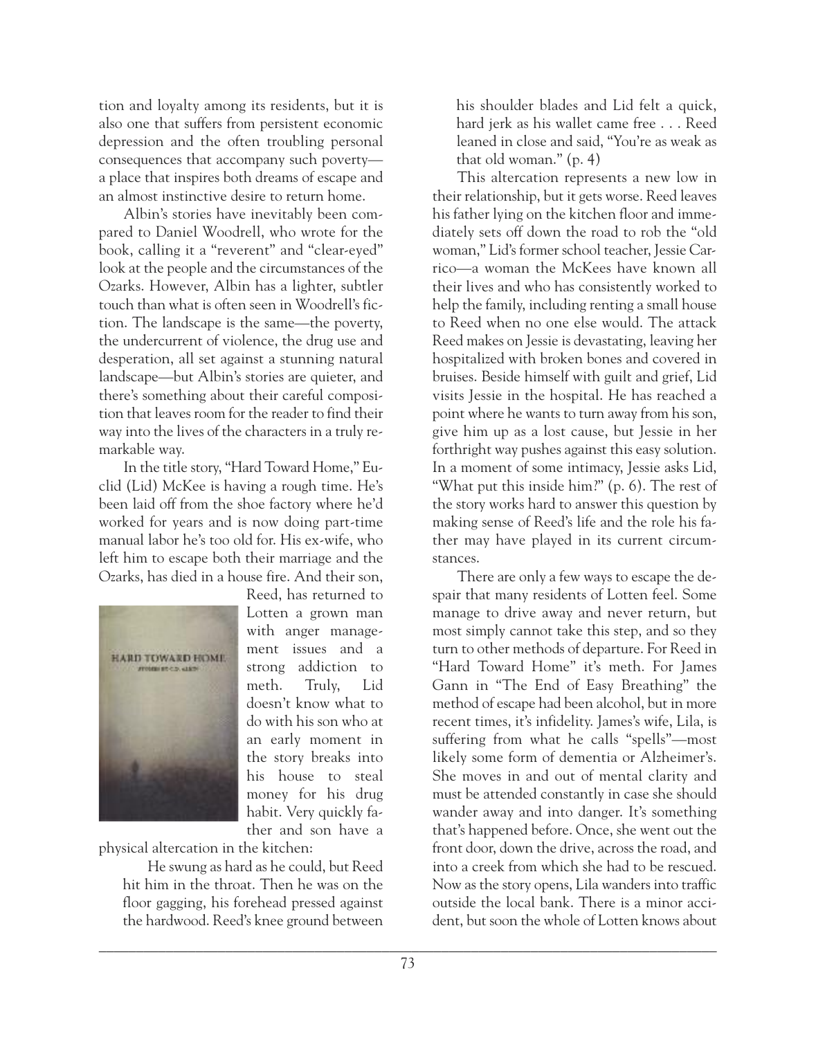tion and loyalty among its residents, but it is also one that suffers from persistent economic depression and the often troubling personal consequences that accompany such poverty—a place that inspires both dreams of escape and an almost instinctive desire to return home.

Albin's stories have inevitably been compared to Daniel Woodrell, who wrote for the book, calling it a "reverent" and "clear-eyed" look at the people and the circumstances of the Ozarks. However, Albin has a lighter, subtler touch than what is often seen in Woodrell's fiction. The landscape is the same—the poverty, the undercurrent of violence, the drug use and desperation, all set against a stunning natural landscape—but Albin's stories are quieter, and there's something about their careful composition that leaves room for the reader to find their way into the lives of the characters in a truly remarkable way.

In the title story, "Hard Toward Home," Euclid (Lid) McKee is having a rough time. He's been laid off from the shoe factory where he'd worked for years and is now doing part-time manual labor he's too old for. His ex-wife, who left him to escape both their marriage and the Ozarks, has died in a house fire. And their son, Reed, has returned to Lotten a grown man with anger management issues and a strong addiction to meth. Truly, Lid doesn't know what to do with his son who at an early moment in the story breaks into his house to steal money for his drug habit. Very quickly father and son have a physical altercation in the kitchen:

> He swung as hard as he could, but Reed hit him in the throat. Then he was on the floor gagging, his forehead pressed against the hardwood. Reed's knee ground between his shoulder blades and Lid felt a quick, hard jerk as his wallet came free . . . Reed leaned in close and said, "You're as weak as that old woman." (p. 4)

This altercation represents a new low in their relationship, but it gets worse. Reed leaves his father lying on the kitchen floor and immediately sets off down the road to rob the "old woman," Lid's former school teacher, Jessie Carrico—a woman the McKees have known all their lives and who has consistently worked to help the family, including renting a small house to Reed when no one else would. The attack Reed makes on Jessie is devastating, leaving her hospitalized with broken bones and covered in bruises. Beside himself with guilt and grief, Lid visits Jessie in the hospital. He has reached a point where he wants to turn away from his son, give him up as a lost cause, but Jessie in her forthright way pushes against this easy solution. In a moment of some intimacy, Jessie asks Lid, "What put this inside him?" (p. 6). The rest of the story works hard to answer this question by making sense of Reed's life and the role his father may have played in its current circumstances.

There are only a few ways to escape the despair that many residents of Lotten feel. Some manage to drive away and never return, but most simply cannot take this step, and so they turn to other methods of departure. For Reed in "Hard Toward Home" it's meth. For James Gann in "The End of Easy Breathing" the method of escape had been alcohol, but in more recent times, it's infidelity. James's wife, Lila, is suffering from what he calls "spells"—most likely some form of dementia or Alzheimer's. She moves in and out of mental clarity and must be attended constantly in case she should wander away and into danger. It's something that's happened before. Once, she went out the front door, down the drive, across the road, and into a creek from which she had to be rescued. Now as the story opens, Lila wanders into traffic outside the local bank. There is a minor accident, but soon the whole of Lotten knows about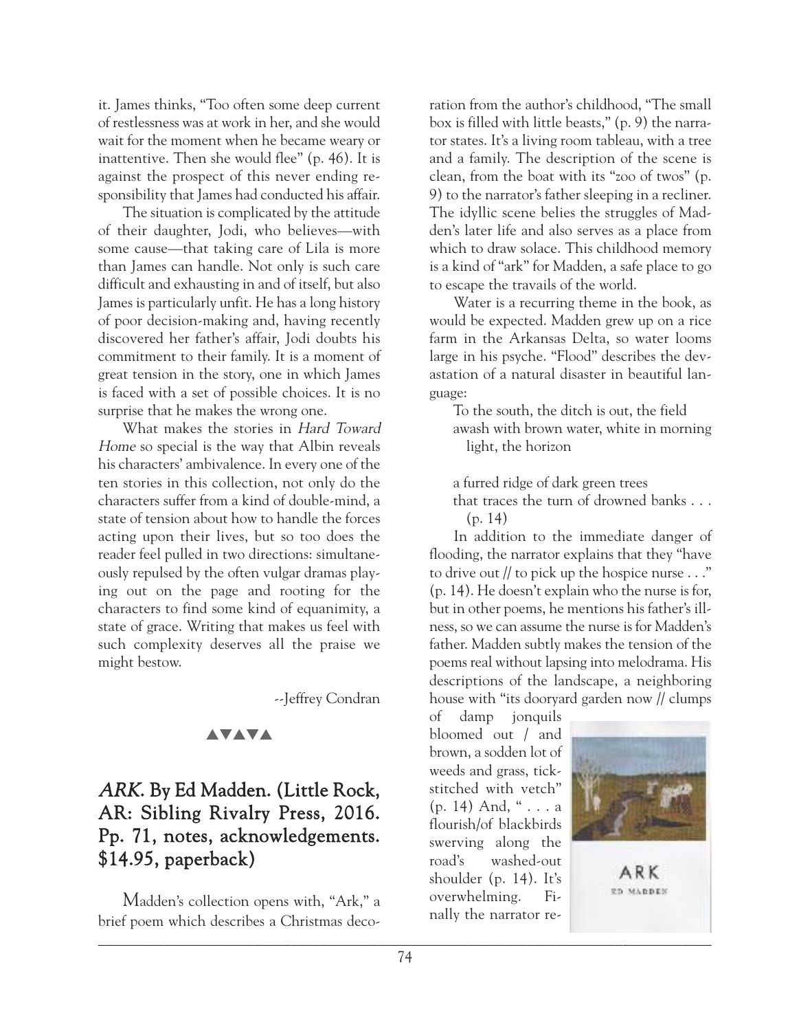it. James thinks, "Too often some deep current of restlessness was at work in her, and she would wait for the moment when he became weary or inattentive. Then she would flee" (p. 46). It is against the prospect of this never ending responsibility that James had conducted his affair.

The situation is complicated by the attitude of their daughter, Jodi, who believes—with some cause—that taking care of Lila is more than James can handle. Not only is such care difficult and exhausting in and of itself, but also James is particularly unfit. He has a long history of poor decision-making and, having recently discovered her father's affair, Jodi doubts his commitment to their family. It is a moment of great tension in the story, one in which James is faced with a set of possible choices. It is no surprise that he makes the wrong one.

What makes the stories in *Hard Toward Home* so special is the way that Albin reveals his characters' ambivalence. In every one of the ten stories in this collection, not only do the characters suffer from a kind of double-mind, a state of tension about how to handle the forces acting upon their lives, but so too does the reader feel pulled in two directions: simultaneously repulsed by the often vulgar dramas playing out on the page and rooting for the characters to find some kind of equanimity, a state of grace. Writing that makes us feel with such complexity deserves all the praise we might bestow.

--Jeffrey Condran

▲▼▲▼▲

## *ARK*. By Ed Madden. (Little Rock, AR: Sibling Rivalry Press, 2016. Pp. 71, notes, acknowledgements. $14.95, paperback)

Madden's collection opens with, "Ark," a brief poem which describes a Christmas decoration from the author's childhood, "The small box is filled with little beasts," (p. 9) the narrator states. It's a living room tableau, with a tree and a family. The description of the scene is clean, from the boat with its "zoo of twos" (p. 9) to the narrator's father sleeping in a recliner. The idyllic scene belies the struggles of Madden's later life and also serves as a place from which to draw solace. This childhood memory is a kind of "ark" for Madden, a safe place to go to escape the travails of the world.

Water is a recurring theme in the book, as would be expected. Madden grew up on a rice farm in the Arkansas Delta, so water looms large in his psyche. "Flood" describes the devastation of a natural disaster in beautiful language:

> To the south, the ditch is out, the field
> awash with brown water, white in morning
> light, the horizon
>
> a furred ridge of dark green trees
> that traces the turn of drowned banks . . .
> (p. 14)

In addition to the immediate danger of flooding, the narrator explains that they "have to drive out // to pick up the hospice nurse . . ." (p. 14). He doesn't explain who the nurse is for, but in other poems, he mentions his father's illness, so we can assume the nurse is for Madden's father. Madden subtly makes the tension of the poems real without lapsing into melodrama. His descriptions of the landscape, a neighboring house with "its dooryard garden now // clumps of damp jonquils bloomed out / and brown, a sodden lot of weeds and grass, tick-stitched with vetch" (p. 14) And, " . . . a flourish/of blackbirds swerving along the road's washed-out shoulder (p. 14). It's overwhelming. Finally the narrator re-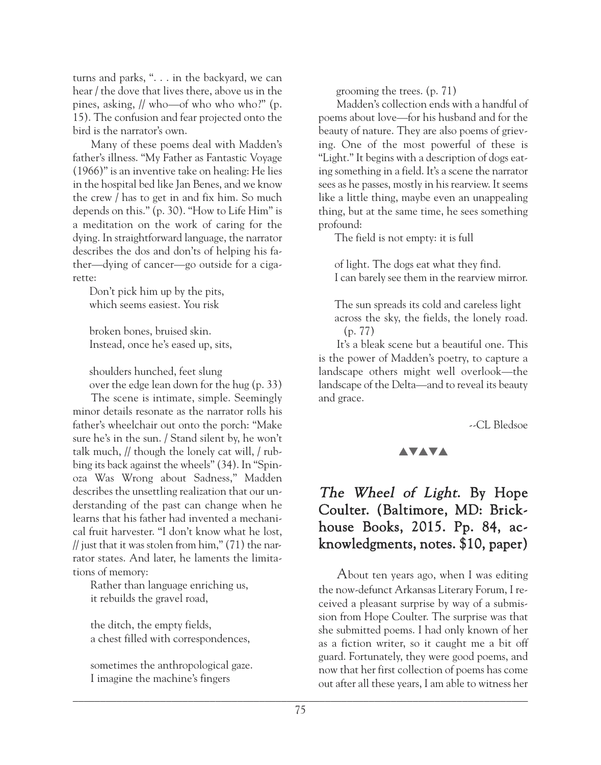turns and parks, ". . . in the backyard, we can hear / the dove that lives there, above us in the pines, asking, // who—of who who who?" (p. 15). The confusion and fear projected onto the bird is the narrator's own.

Many of these poems deal with Madden's father's illness. "My Father as Fantastic Voyage (1966)" is an inventive take on healing: He lies in the hospital bed like Jan Benes, and we know the crew / has to get in and fix him. So much depends on this." (p. 30). "How to Life Him" is a meditation on the work of caring for the dying. In straightforward language, the narrator describes the dos and don'ts of helping his father—dying of cancer—go outside for a cigarette:

> Don't pick him up by the pits,
> which seems easiest. You risk
>
> broken bones, bruised skin.
> Instead, once he's eased up, sits,
>
> shoulders hunched, feet slung
> over the edge lean down for the hug (p. 33)

The scene is intimate, simple. Seemingly minor details resonate as the narrator rolls his father's wheelchair out onto the porch: "Make sure he's in the sun. / Stand silent by, he won't talk much, // though the lonely cat will, / rubbing its back against the wheels" (34). In "Spinoza Was Wrong about Sadness," Madden describes the unsettling realization that our understanding of the past can change when he learns that his father had invented a mechanical fruit harvester. "I don't know what he lost, // just that it was stolen from him," (71) the narrator states. And later, he laments the limitations of memory:

> Rather than language enriching us,
> it rebuilds the gravel road,
>
> the ditch, the empty fields,
> a chest filled with correspondences,
>
> sometimes the anthropological gaze.
> I imagine the machine's fingers
>
> grooming the trees. (p. 71)

Madden's collection ends with a handful of poems about love—for his husband and for the beauty of nature. They are also poems of grieving. One of the most powerful of these is "Light." It begins with a description of dogs eating something in a field. It's a scene the narrator sees as he passes, mostly in his rearview. It seems like a little thing, maybe even an unappealing thing, but at the same time, he sees something profound:

> The field is not empty: it is full
>
> of light. The dogs eat what they find.
> I can barely see them in the rearview mirror.
>
> The sun spreads its cold and careless light
> across the sky, the fields, the lonely road.
> (p. 77)

It's a bleak scene but a beautiful one. This is the power of Madden's poetry, to capture a landscape others might well overlook—the landscape of the Delta—and to reveal its beauty and grace.

--CL Bledsoe

▲▼▲▼▲

## *The Wheel of Light*. By Hope Coulter. (Baltimore, MD: Brickhouse Books, 2015. Pp. 84, acknowledgments, notes. $10, paper)

About ten years ago, when I was editing the now-defunct Arkansas Literary Forum, I received a pleasant surprise by way of a submission from Hope Coulter. The surprise was that she submitted poems. I had only known of her as a fiction writer, so it caught me a bit off guard. Fortunately, they were good poems, and now that her first collection of poems has come out after all these years, I am able to witness her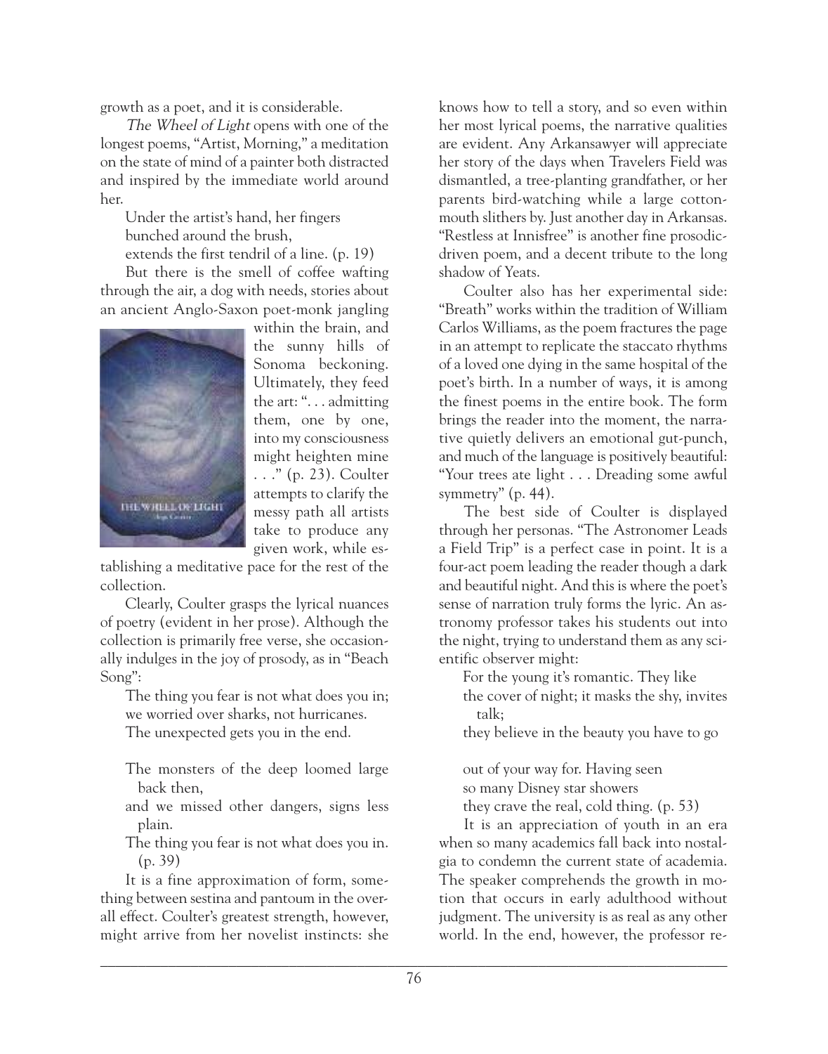growth as a poet, and it is considerable.

*The Wheel of Light* opens with one of the longest poems, "Artist, Morning," a meditation on the state of mind of a painter both distracted and inspired by the immediate world around her.

> Under the artist's hand, her fingers
> bunched around the brush,
> extends the first tendril of a line. (p. 19)

But there is the smell of coffee wafting through the air, a dog with needs, stories about an ancient Anglo-Saxon poet-monk jangling within the brain, and the sunny hills of Sonoma beckoning. Ultimately, they feed the art: ". . . admitting them, one by one, into my consciousness might heighten mine . . ." (p. 23). Coulter attempts to clarify the messy path all artists take to produce any given work, while establishing a meditative pace for the rest of the collection.

Clearly, Coulter grasps the lyrical nuances of poetry (evident in her prose). Although the collection is primarily free verse, she occasionally indulges in the joy of prosody, as in "Beach Song":

> The thing you fear is not what does you in;
> we worried over sharks, not hurricanes.
> The unexpected gets you in the end.
>
> The monsters of the deep loomed large back then,
> and we missed other dangers, signs less plain.
> The thing you fear is not what does you in. (p. 39)

It is a fine approximation of form, something between sestina and pantoum in the overall effect. Coulter's greatest strength, however, might arrive from her novelist instincts: she knows how to tell a story, and so even within her most lyrical poems, the narrative qualities are evident. Any Arkansawyer will appreciate her story of the days when Travelers Field was dismantled, a tree-planting grandfather, or her parents bird-watching while a large cottonmouth slithers by. Just another day in Arkansas. "Restless at Innisfree" is another fine prosodic-driven poem, and a decent tribute to the long shadow of Yeats.

Coulter also has her experimental side: "Breath" works within the tradition of William Carlos Williams, as the poem fractures the page in an attempt to replicate the staccato rhythms of a loved one dying in the same hospital of the poet's birth. In a number of ways, it is among the finest poems in the entire book. The form brings the reader into the moment, the narrative quietly delivers an emotional gut-punch, and much of the language is positively beautiful: "Your trees ate light . . . Dreading some awful symmetry" (p. 44).

The best side of Coulter is displayed through her personas. "The Astronomer Leads a Field Trip" is a perfect case in point. It is a four-act poem leading the reader though a dark and beautiful night. And this is where the poet's sense of narration truly forms the lyric. An astronomy professor takes his students out into the night, trying to understand them as any scientific observer might:

> For the young it's romantic. They like
> the cover of night; it masks the shy, invites talk;
> they believe in the beauty you have to go
>
> out of your way for. Having seen
> so many Disney star showers
> they crave the real, cold thing. (p. 53)

It is an appreciation of youth in an era when so many academics fall back into nostalgia to condemn the current state of academia. The speaker comprehends the growth in motion that occurs in early adulthood without judgment. The university is as real as any other world. In the end, however, the professor re-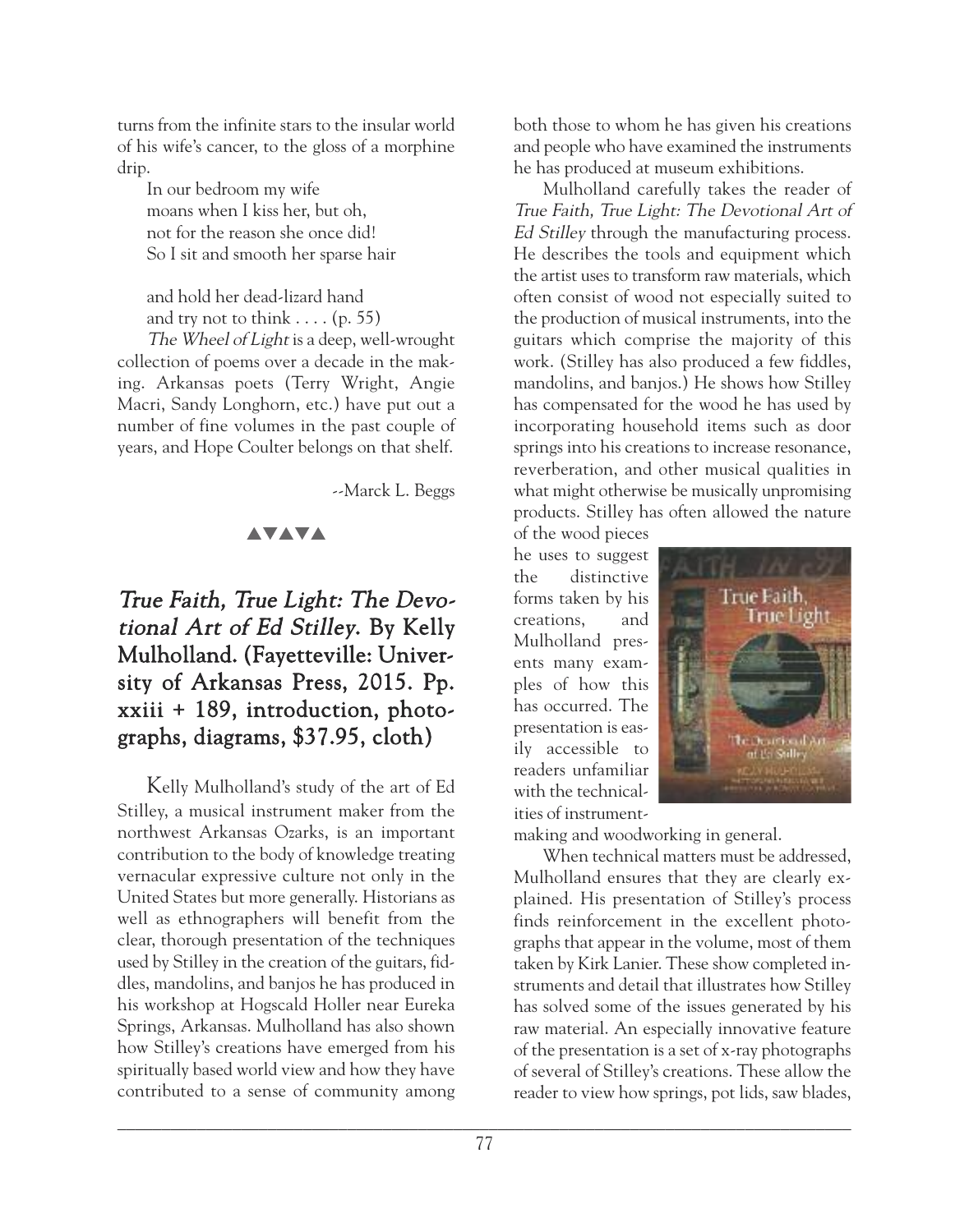turns from the infinite stars to the insular world of his wife's cancer, to the gloss of a morphine drip.

> In our bedroom my wife
> moans when I kiss her, but oh,
> not for the reason she once did!
> So I sit and smooth her sparse hair
>
> and hold her dead-lizard hand
> and try not to think . . . . (p. 55)

*The Wheel of Light* is a deep, well-wrought collection of poems over a decade in the making. Arkansas poets (Terry Wright, Angie Macri, Sandy Longhorn, etc.) have put out a number of fine volumes in the past couple of years, and Hope Coulter belongs on that shelf.

--Marck L. Beggs

▲▼▲▼▲

## *True Faith, True Light: The Devotional Art of Ed Stilley*. By Kelly Mulholland. (Fayetteville: University of Arkansas Press, 2015. Pp. xxiii + 189, introduction, photographs, diagrams, $37.95, cloth)

Kelly Mulholland's study of the art of Ed Stilley, a musical instrument maker from the northwest Arkansas Ozarks, is an important contribution to the body of knowledge treating vernacular expressive culture not only in the United States but more generally. Historians as well as ethnographers will benefit from the clear, thorough presentation of the techniques used by Stilley in the creation of the guitars, fiddles, mandolins, and banjos he has produced in his workshop at Hogscald Holler near Eureka Springs, Arkansas. Mulholland has also shown how Stilley's creations have emerged from his spiritually based world view and how they have contributed to a sense of community among both those to whom he has given his creations and people who have examined the instruments he has produced at museum exhibitions.

Mulholland carefully takes the reader of *True Faith, True Light: The Devotional Art of Ed Stilley* through the manufacturing process. He describes the tools and equipment which the artist uses to transform raw materials, which often consist of wood not especially suited to the production of musical instruments, into the guitars which comprise the majority of this work. (Stilley has also produced a few fiddles, mandolins, and banjos.) He shows how Stilley has compensated for the wood he has used by incorporating household items such as door springs into his creations to increase resonance, reverberation, and other musical qualities in what might otherwise be musically unpromising products. Stilley has often allowed the nature of the wood pieces he uses to suggest the distinctive forms taken by his creations, and Mulholland presents many examples of how this has occurred. The presentation is easily accessible to readers unfamiliar with the technicalities of instrument-making and woodworking in general.

When technical matters must be addressed, Mulholland ensures that they are clearly explained. His presentation of Stilley's process finds reinforcement in the excellent photographs that appear in the volume, most of them taken by Kirk Lanier. These show completed instruments and detail that illustrates how Stilley has solved some of the issues generated by his raw material. An especially innovative feature of the presentation is a set of x-ray photographs of several of Stilley's creations. These allow the reader to view how springs, pot lids, saw blades,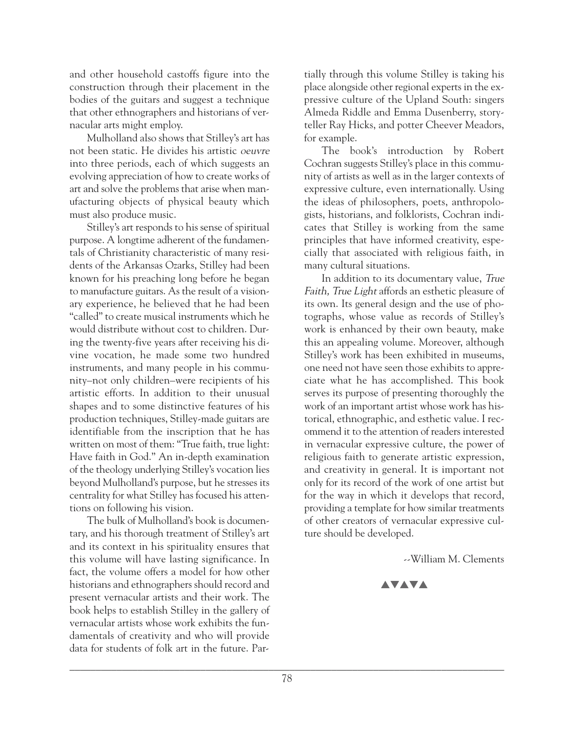and other household castoffs figure into the construction through their placement in the bodies of the guitars and suggest a technique that other ethnographers and historians of vernacular arts might employ.

Mulholland also shows that Stilley's art has not been static. He divides his artistic *oeuvre* into three periods, each of which suggests an evolving appreciation of how to create works of art and solve the problems that arise when manufacturing objects of physical beauty which must also produce music.

Stilley's art responds to his sense of spiritual purpose. A longtime adherent of the fundamentals of Christianity characteristic of many residents of the Arkansas Ozarks, Stilley had been known for his preaching long before he began to manufacture guitars. As the result of a visionary experience, he believed that he had been "called" to create musical instruments which he would distribute without cost to children. During the twenty-five years after receiving his divine vocation, he made some two hundred instruments, and many people in his community–not only children–were recipients of his artistic efforts. In addition to their unusual shapes and to some distinctive features of his production techniques, Stilley-made guitars are identifiable from the inscription that he has written on most of them: "True faith, true light: Have faith in God." An in-depth examination of the theology underlying Stilley's vocation lies beyond Mulholland's purpose, but he stresses its centrality for what Stilley has focused his attentions on following his vision.

The bulk of Mulholland's book is documentary, and his thorough treatment of Stilley's art and its context in his spirituality ensures that this volume will have lasting significance. In fact, the volume offers a model for how other historians and ethnographers should record and present vernacular artists and their work. The book helps to establish Stilley in the gallery of vernacular artists whose work exhibits the fundamentals of creativity and who will provide data for students of folk art in the future. Partially through this volume Stilley is taking his place alongside other regional experts in the expressive culture of the Upland South: singers Almeda Riddle and Emma Dusenberry, storyteller Ray Hicks, and potter Cheever Meadors, for example.

The book's introduction by Robert Cochran suggests Stilley's place in this community of artists as well as in the larger contexts of expressive culture, even internationally. Using the ideas of philosophers, poets, anthropologists, historians, and folklorists, Cochran indicates that Stilley is working from the same principles that have informed creativity, especially that associated with religious faith, in many cultural situations.

In addition to its documentary value, *True Faith, True Light* affords an esthetic pleasure of its own. Its general design and the use of photographs, whose value as records of Stilley's work is enhanced by their own beauty, make this an appealing volume. Moreover, although Stilley's work has been exhibited in museums, one need not have seen those exhibits to appreciate what he has accomplished. This book serves its purpose of presenting thoroughly the work of an important artist whose work has historical, ethnographic, and esthetic value. I recommend it to the attention of readers interested in vernacular expressive culture, the power of religious faith to generate artistic expression, and creativity in general. It is important not only for its record of the work of one artist but for the way in which it develops that record, providing a template for how similar treatments of other creators of vernacular expressive culture should be developed.

--William M. Clements

▲▼▲▼▲